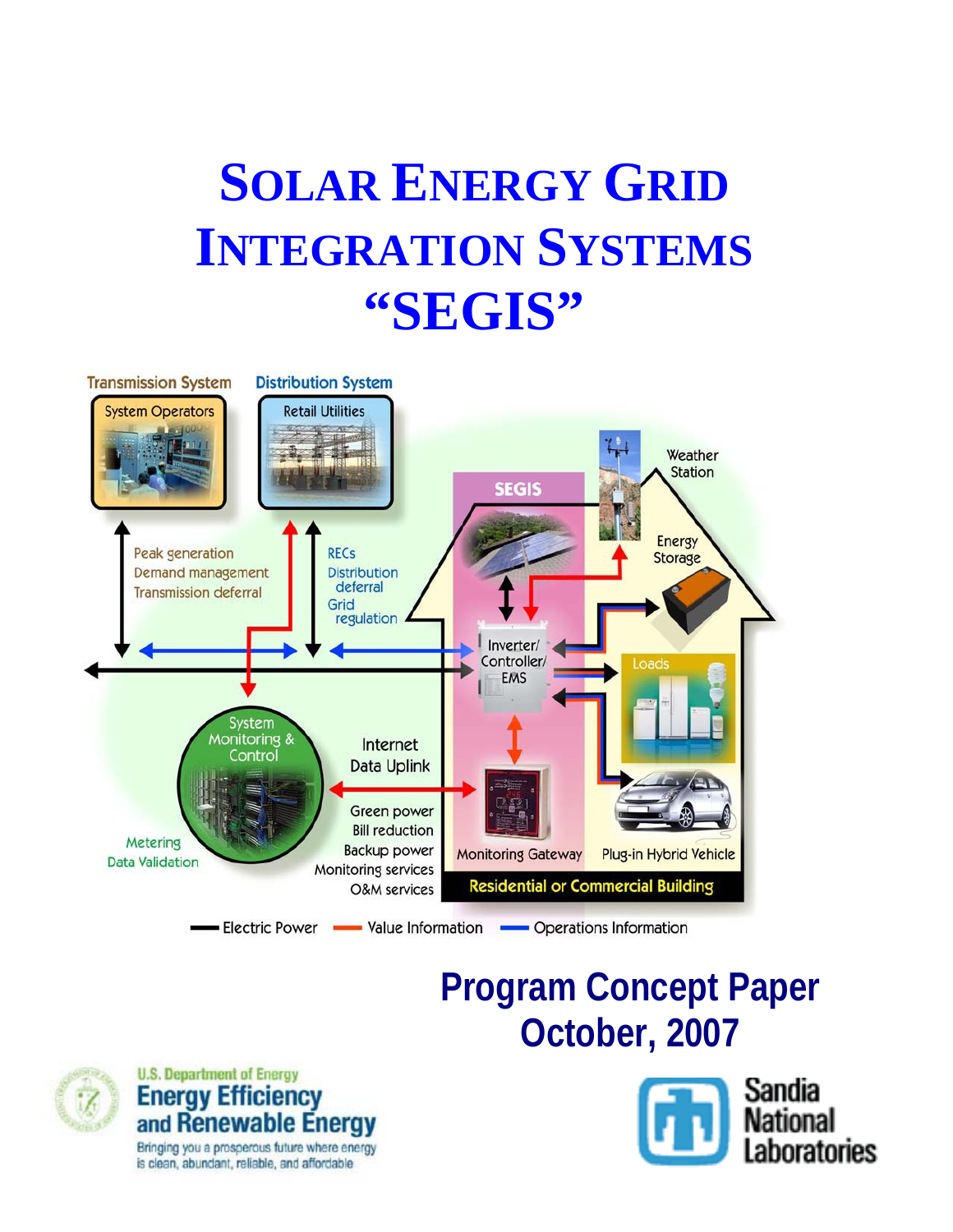# SOLAR ENERGY GRID INTEGRATION SYSTEMS "SEGIS"

Transmission System

System Operators

Distribution System

Retail Utilities

Peak generation
Demand management
Transmission deferral

RECs
Distribution deferral
Grid regulation

SEGIS

Weather Station

Energy Storage

Inverter/ Controller/ EMS

Loads

System Monitoring & Control

Internet Data Uplink

Green power
Bill reduction
Backup power
Monitoring services
O&M services

Metering
Data Validation

Monitoring Gateway

Plug-in Hybrid Vehicle

Residential or Commercial Building

Electric Power — Value Information — Operations Information

## Program Concept Paper
## October, 2007

U.S. Department of Energy
Energy Efficiency and Renewable Energy
Bringing you a prosperous future where energy is clean, abundant, reliable, and affordable

Sandia National Laboratories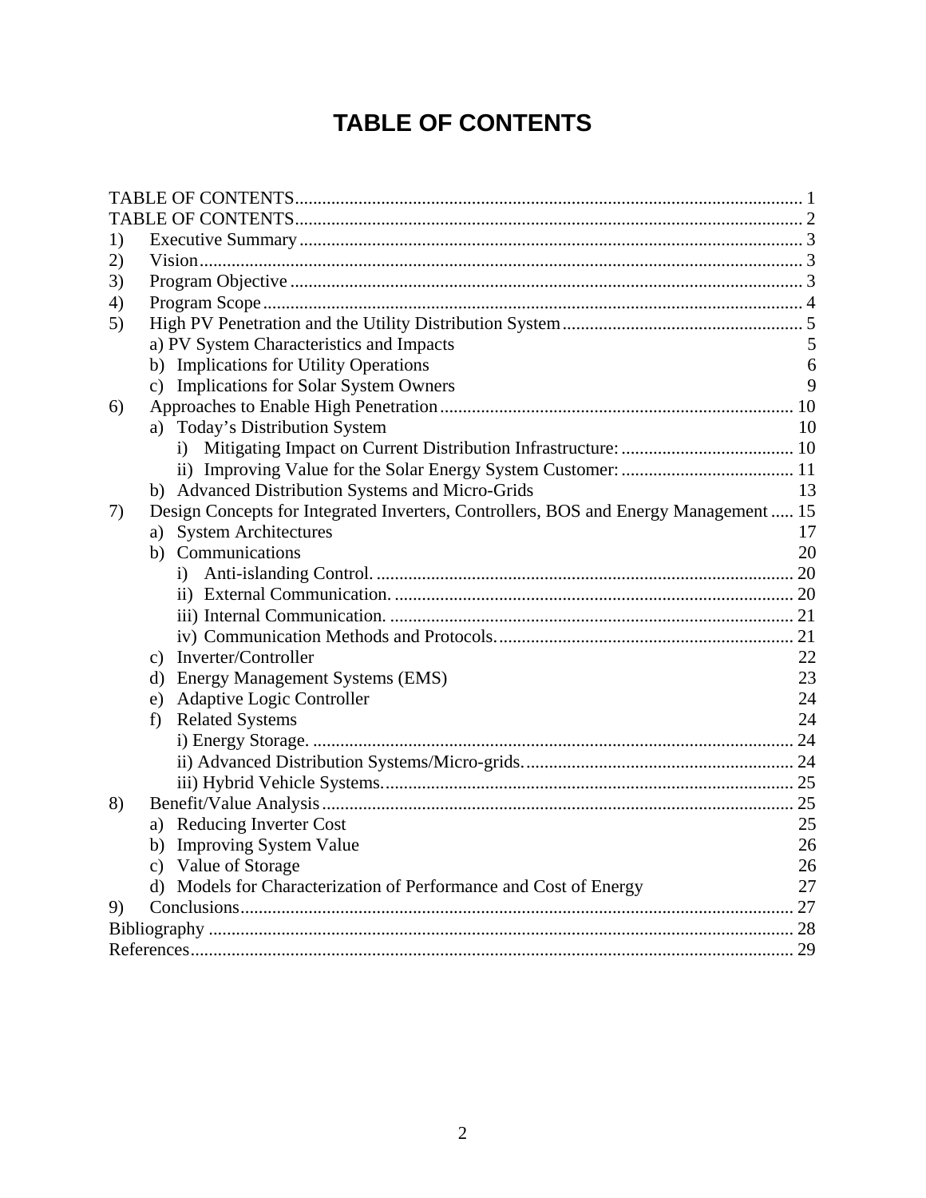# TABLE OF CONTENTS

TABLE OF CONTENTS ..... 1
TABLE OF CONTENTS ..... 2

1) Executive Summary ..... 3
2) Vision ..... 3
3) Program Objective ..... 3
4) Program Scope ..... 4
5) High PV Penetration and the Utility Distribution System ..... 5
   - a) PV System Characteristics and Impacts 5
   - b) Implications for Utility Operations 6
   - c) Implications for Solar System Owners 9
6) Approaches to Enable High Penetration ..... 10
   - a) Today's Distribution System 10
     - i) Mitigating Impact on Current Distribution Infrastructure: ..... 10
     - ii) Improving Value for the Solar Energy System Customer: ..... 11
   - b) Advanced Distribution Systems and Micro-Grids 13
7) Design Concepts for Integrated Inverters, Controllers, BOS and Energy Management ..... 15
   - a) System Architectures 17
   - b) Communications 20
     - i) Anti-islanding Control. ..... 20
     - ii) External Communication. ..... 20
     - iii) Internal Communication. ..... 21
     - iv) Communication Methods and Protocols. ..... 21
   - c) Inverter/Controller 22
   - d) Energy Management Systems (EMS) 23
   - e) Adaptive Logic Controller 24
   - f) Related Systems 24
     - i) Energy Storage. ..... 24
     - ii) Advanced Distribution Systems/Micro-grids. ..... 24
     - iii) Hybrid Vehicle Systems. ..... 25
8) Benefit/Value Analysis ..... 25
   - a) Reducing Inverter Cost 25
   - b) Improving System Value 26
   - c) Value of Storage 26
   - d) Models for Characterization of Performance and Cost of Energy 27
9) Conclusions ..... 27

Bibliography ..... 28
References ..... 29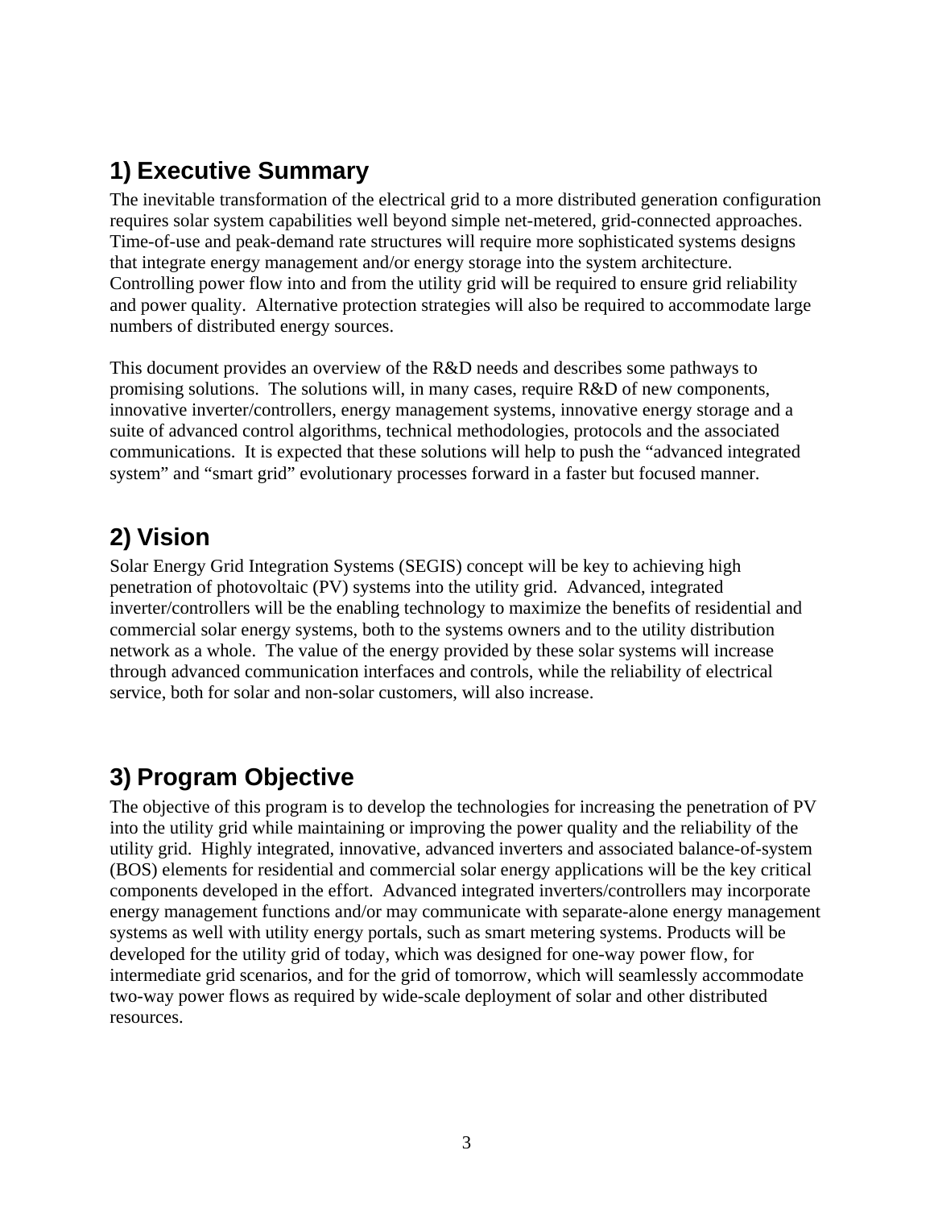## 1) Executive Summary

The inevitable transformation of the electrical grid to a more distributed generation configuration requires solar system capabilities well beyond simple net-metered, grid-connected approaches. Time-of-use and peak-demand rate structures will require more sophisticated systems designs that integrate energy management and/or energy storage into the system architecture. Controlling power flow into and from the utility grid will be required to ensure grid reliability and power quality. Alternative protection strategies will also be required to accommodate large numbers of distributed energy sources.

This document provides an overview of the R&D needs and describes some pathways to promising solutions. The solutions will, in many cases, require R&D of new components, innovative inverter/controllers, energy management systems, innovative energy storage and a suite of advanced control algorithms, technical methodologies, protocols and the associated communications. It is expected that these solutions will help to push the "advanced integrated system" and "smart grid" evolutionary processes forward in a faster but focused manner.

## 2) Vision

Solar Energy Grid Integration Systems (SEGIS) concept will be key to achieving high penetration of photovoltaic (PV) systems into the utility grid. Advanced, integrated inverter/controllers will be the enabling technology to maximize the benefits of residential and commercial solar energy systems, both to the systems owners and to the utility distribution network as a whole. The value of the energy provided by these solar systems will increase through advanced communication interfaces and controls, while the reliability of electrical service, both for solar and non-solar customers, will also increase.

## 3) Program Objective

The objective of this program is to develop the technologies for increasing the penetration of PV into the utility grid while maintaining or improving the power quality and the reliability of the utility grid. Highly integrated, innovative, advanced inverters and associated balance-of-system (BOS) elements for residential and commercial solar energy applications will be the key critical components developed in the effort. Advanced integrated inverters/controllers may incorporate energy management functions and/or may communicate with separate-alone energy management systems as well with utility energy portals, such as smart metering systems. Products will be developed for the utility grid of today, which was designed for one-way power flow, for intermediate grid scenarios, and for the grid of tomorrow, which will seamlessly accommodate two-way power flows as required by wide-scale deployment of solar and other distributed resources.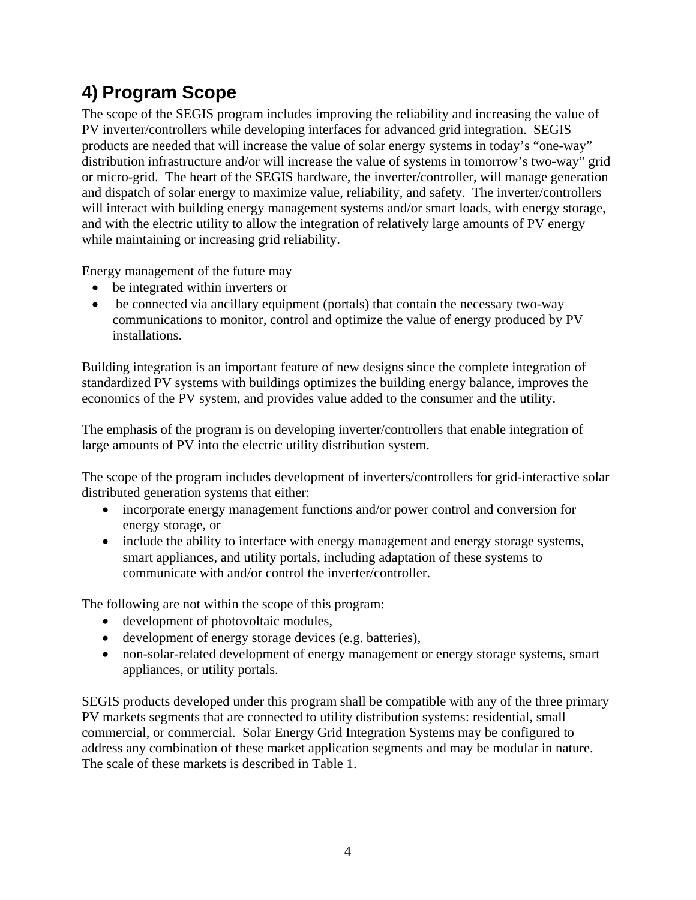## 4) Program Scope

The scope of the SEGIS program includes improving the reliability and increasing the value of PV inverter/controllers while developing interfaces for advanced grid integration. SEGIS products are needed that will increase the value of solar energy systems in today's "one-way" distribution infrastructure and/or will increase the value of systems in tomorrow's two-way" grid or micro-grid. The heart of the SEGIS hardware, the inverter/controller, will manage generation and dispatch of solar energy to maximize value, reliability, and safety. The inverter/controllers will interact with building energy management systems and/or smart loads, with energy storage, and with the electric utility to allow the integration of relatively large amounts of PV energy while maintaining or increasing grid reliability.

Energy management of the future may

- be integrated within inverters or
- be connected via ancillary equipment (portals) that contain the necessary two-way communications to monitor, control and optimize the value of energy produced by PV installations.

Building integration is an important feature of new designs since the complete integration of standardized PV systems with buildings optimizes the building energy balance, improves the economics of the PV system, and provides value added to the consumer and the utility.

The emphasis of the program is on developing inverter/controllers that enable integration of large amounts of PV into the electric utility distribution system.

The scope of the program includes development of inverters/controllers for grid-interactive solar distributed generation systems that either:

- incorporate energy management functions and/or power control and conversion for energy storage, or
- include the ability to interface with energy management and energy storage systems, smart appliances, and utility portals, including adaptation of these systems to communicate with and/or control the inverter/controller.

The following are not within the scope of this program:

- development of photovoltaic modules,
- development of energy storage devices (e.g. batteries),
- non-solar-related development of energy management or energy storage systems, smart appliances, or utility portals.

SEGIS products developed under this program shall be compatible with any of the three primary PV markets segments that are connected to utility distribution systems: residential, small commercial, or commercial. Solar Energy Grid Integration Systems may be configured to address any combination of these market application segments and may be modular in nature. The scale of these markets is described in Table 1.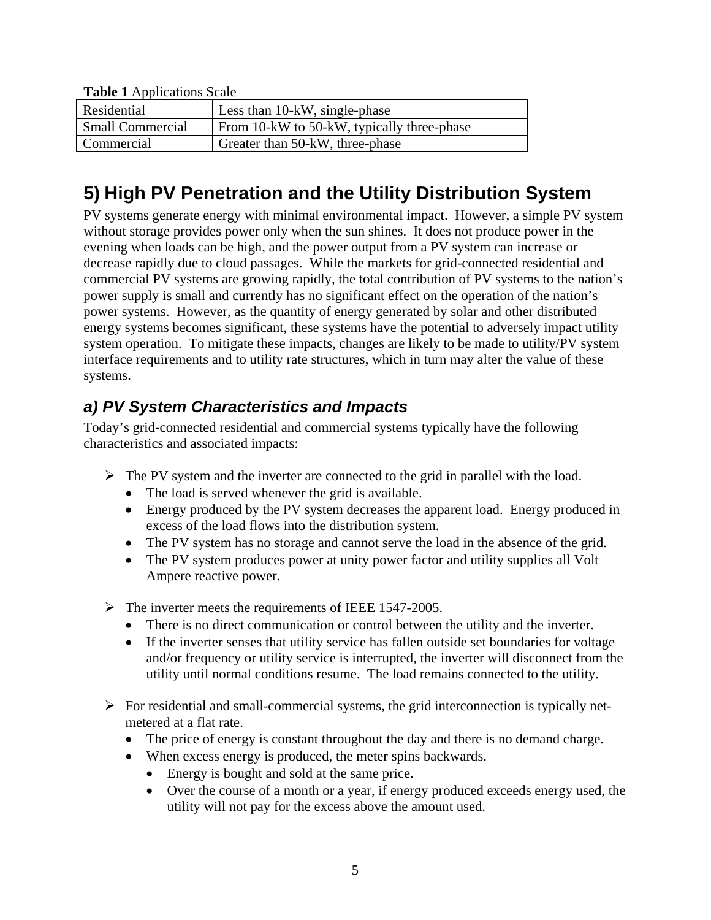**Table 1** Applications Scale

| Residential | Less than 10-kW, single-phase |
|---|---|
| Small Commercial | From 10-kW to 50-kW, typically three-phase |
| Commercial | Greater than 50-kW, three-phase |

# 5) High PV Penetration and the Utility Distribution System

PV systems generate energy with minimal environmental impact. However, a simple PV system without storage provides power only when the sun shines. It does not produce power in the evening when loads can be high, and the power output from a PV system can increase or decrease rapidly due to cloud passages. While the markets for grid-connected residential and commercial PV systems are growing rapidly, the total contribution of PV systems to the nation's power supply is small and currently has no significant effect on the operation of the nation's power systems. However, as the quantity of energy generated by solar and other distributed energy systems becomes significant, these systems have the potential to adversely impact utility system operation. To mitigate these impacts, changes are likely to be made to utility/PV system interface requirements and to utility rate structures, which in turn may alter the value of these systems.

## *a) PV System Characteristics and Impacts*

Today's grid-connected residential and commercial systems typically have the following characteristics and associated impacts:

- The PV system and the inverter are connected to the grid in parallel with the load.
  - The load is served whenever the grid is available.
  - Energy produced by the PV system decreases the apparent load. Energy produced in excess of the load flows into the distribution system.
  - The PV system has no storage and cannot serve the load in the absence of the grid.
  - The PV system produces power at unity power factor and utility supplies all Volt Ampere reactive power.

- The inverter meets the requirements of IEEE 1547-2005.
  - There is no direct communication or control between the utility and the inverter.
  - If the inverter senses that utility service has fallen outside set boundaries for voltage and/or frequency or utility service is interrupted, the inverter will disconnect from the utility until normal conditions resume. The load remains connected to the utility.

- For residential and small-commercial systems, the grid interconnection is typically net-metered at a flat rate.
  - The price of energy is constant throughout the day and there is no demand charge.
  - When excess energy is produced, the meter spins backwards.
    - Energy is bought and sold at the same price.
    - Over the course of a month or a year, if energy produced exceeds energy used, the utility will not pay for the excess above the amount used.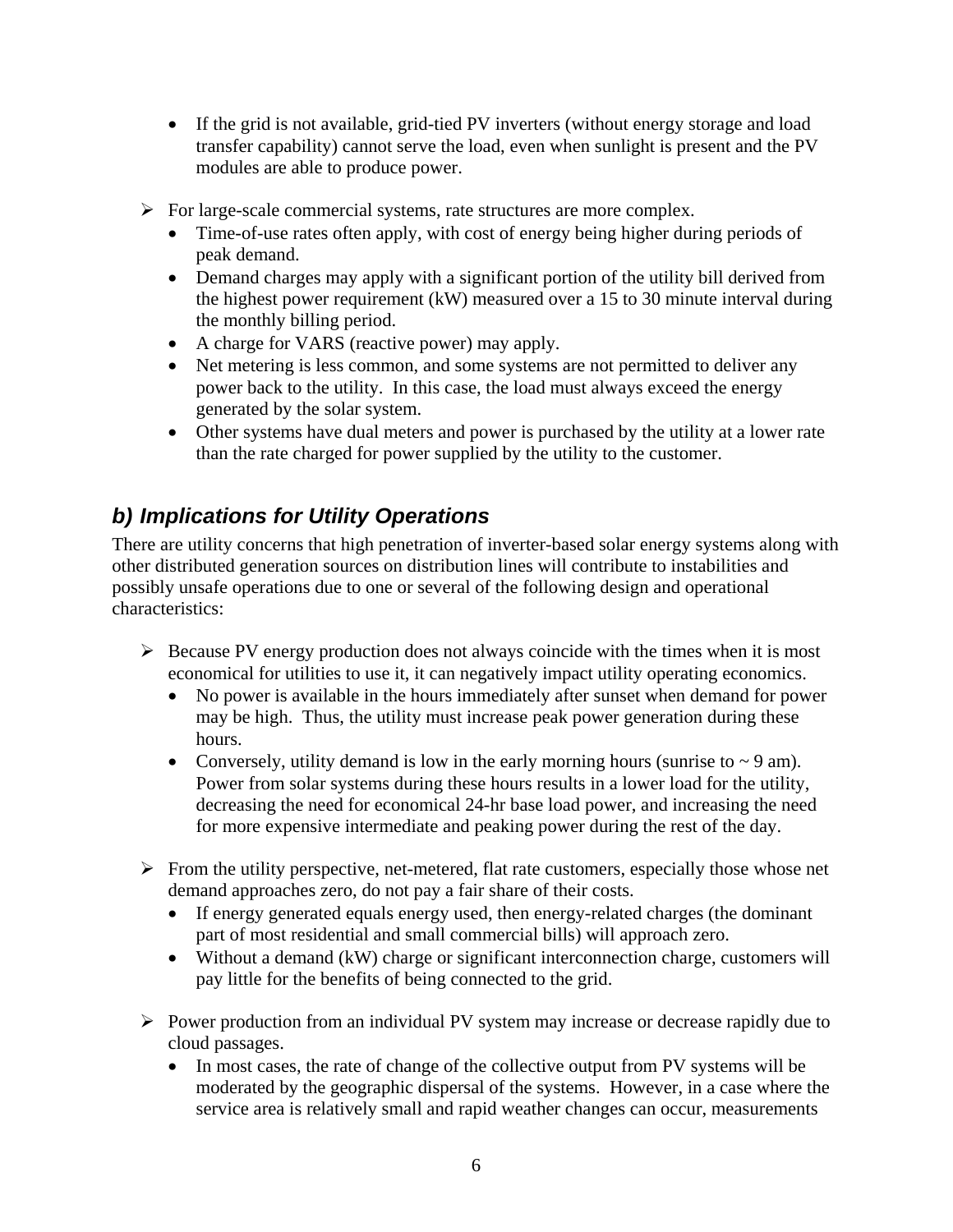- If the grid is not available, grid-tied PV inverters (without energy storage and load transfer capability) cannot serve the load, even when sunlight is present and the PV modules are able to produce power.

- For large-scale commercial systems, rate structures are more complex.
  - Time-of-use rates often apply, with cost of energy being higher during periods of peak demand.
  - Demand charges may apply with a significant portion of the utility bill derived from the highest power requirement (kW) measured over a 15 to 30 minute interval during the monthly billing period.
  - A charge for VARS (reactive power) may apply.
  - Net metering is less common, and some systems are not permitted to deliver any power back to the utility. In this case, the load must always exceed the energy generated by the solar system.
  - Other systems have dual meters and power is purchased by the utility at a lower rate than the rate charged for power supplied by the utility to the customer.

## *b) Implications for Utility Operations*

There are utility concerns that high penetration of inverter-based solar energy systems along with other distributed generation sources on distribution lines will contribute to instabilities and possibly unsafe operations due to one or several of the following design and operational characteristics:

- Because PV energy production does not always coincide with the times when it is most economical for utilities to use it, it can negatively impact utility operating economics.
  - No power is available in the hours immediately after sunset when demand for power may be high. Thus, the utility must increase peak power generation during these hours.
  - Conversely, utility demand is low in the early morning hours (sunrise to ~ 9 am). Power from solar systems during these hours results in a lower load for the utility, decreasing the need for economical 24-hr base load power, and increasing the need for more expensive intermediate and peaking power during the rest of the day.

- From the utility perspective, net-metered, flat rate customers, especially those whose net demand approaches zero, do not pay a fair share of their costs.
  - If energy generated equals energy used, then energy-related charges (the dominant part of most residential and small commercial bills) will approach zero.
  - Without a demand (kW) charge or significant interconnection charge, customers will pay little for the benefits of being connected to the grid.

- Power production from an individual PV system may increase or decrease rapidly due to cloud passages.
  - In most cases, the rate of change of the collective output from PV systems will be moderated by the geographic dispersal of the systems. However, in a case where the service area is relatively small and rapid weather changes can occur, measurements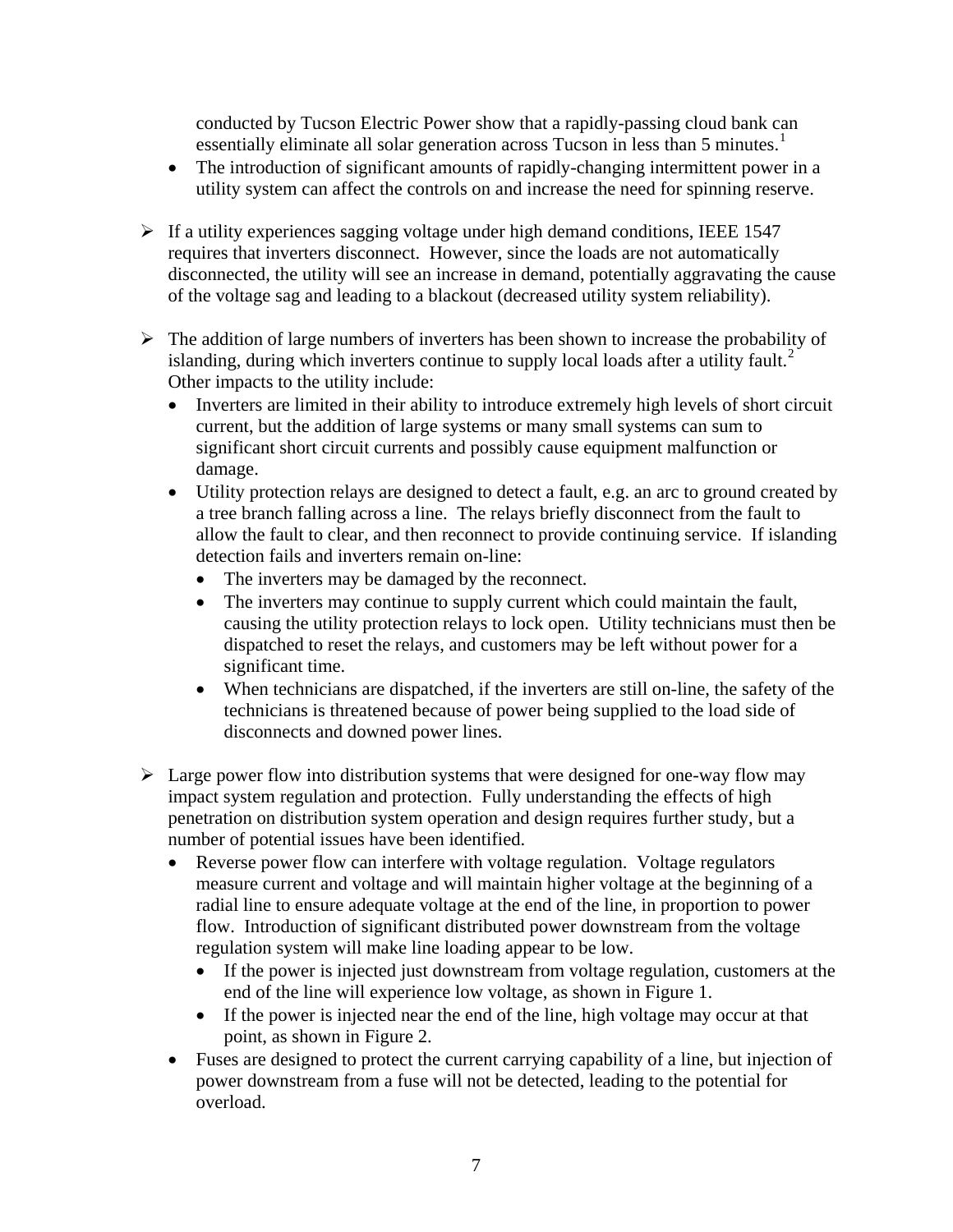conducted by Tucson Electric Power show that a rapidly-passing cloud bank can essentially eliminate all solar generation across Tucson in less than 5 minutes.[1]

- The introduction of significant amounts of rapidly-changing intermittent power in a utility system can affect the controls on and increase the need for spinning reserve.

- If a utility experiences sagging voltage under high demand conditions, IEEE 1547 requires that inverters disconnect. However, since the loads are not automatically disconnected, the utility will see an increase in demand, potentially aggravating the cause of the voltage sag and leading to a blackout (decreased utility system reliability).

- The addition of large numbers of inverters has been shown to increase the probability of islanding, during which inverters continue to supply local loads after a utility fault.[2] Other impacts to the utility include:
  - Inverters are limited in their ability to introduce extremely high levels of short circuit current, but the addition of large systems or many small systems can sum to significant short circuit currents and possibly cause equipment malfunction or damage.
  - Utility protection relays are designed to detect a fault, e.g. an arc to ground created by a tree branch falling across a line. The relays briefly disconnect from the fault to allow the fault to clear, and then reconnect to provide continuing service. If islanding detection fails and inverters remain on-line:
    - The inverters may be damaged by the reconnect.
    - The inverters may continue to supply current which could maintain the fault, causing the utility protection relays to lock open. Utility technicians must then be dispatched to reset the relays, and customers may be left without power for a significant time.
    - When technicians are dispatched, if the inverters are still on-line, the safety of the technicians is threatened because of power being supplied to the load side of disconnects and downed power lines.

- Large power flow into distribution systems that were designed for one-way flow may impact system regulation and protection. Fully understanding the effects of high penetration on distribution system operation and design requires further study, but a number of potential issues have been identified.
  - Reverse power flow can interfere with voltage regulation. Voltage regulators measure current and voltage and will maintain higher voltage at the beginning of a radial line to ensure adequate voltage at the end of the line, in proportion to power flow. Introduction of significant distributed power downstream from the voltage regulation system will make line loading appear to be low.
    - If the power is injected just downstream from voltage regulation, customers at the end of the line will experience low voltage, as shown in Figure 1.
    - If the power is injected near the end of the line, high voltage may occur at that point, as shown in Figure 2.
  - Fuses are designed to protect the current carrying capability of a line, but injection of power downstream from a fuse will not be detected, leading to the potential for overload.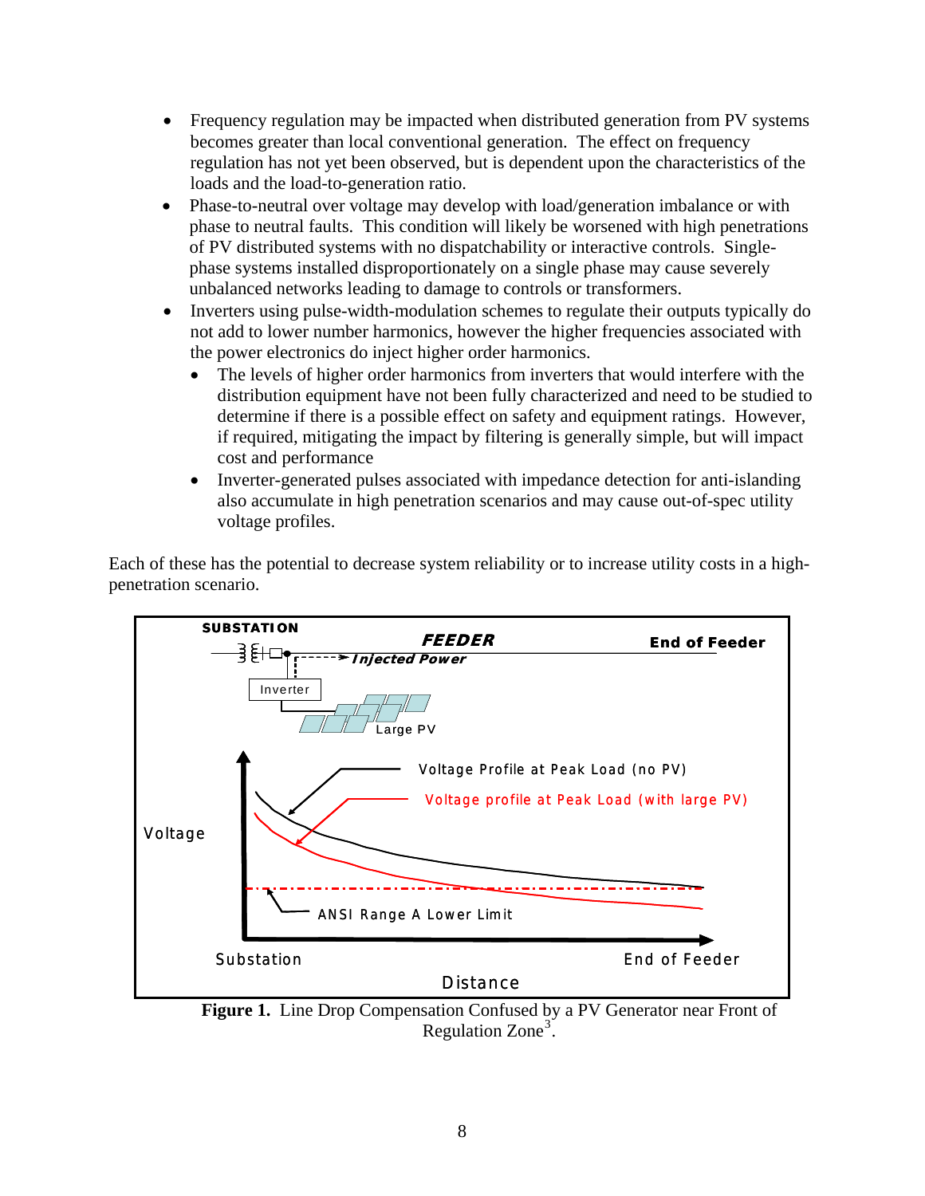- Frequency regulation may be impacted when distributed generation from PV systems becomes greater than local conventional generation. The effect on frequency regulation has not yet been observed, but is dependent upon the characteristics of the loads and the load-to-generation ratio.
- Phase-to-neutral over voltage may develop with load/generation imbalance or with phase to neutral faults. This condition will likely be worsened with high penetrations of PV distributed systems with no dispatchability or interactive controls. Single-phase systems installed disproportionately on a single phase may cause severely unbalanced networks leading to damage to controls or transformers.
- Inverters using pulse-width-modulation schemes to regulate their outputs typically do not add to lower number harmonics, however the higher frequencies associated with the power electronics do inject higher order harmonics.
  - The levels of higher order harmonics from inverters that would interfere with the distribution equipment have not been fully characterized and need to be studied to determine if there is a possible effect on safety and equipment ratings. However, if required, mitigating the impact by filtering is generally simple, but will impact cost and performance
  - Inverter-generated pulses associated with impedance detection for anti-islanding also accumulate in high penetration scenarios and may cause out-of-spec utility voltage profiles.

Each of these has the potential to decrease system reliability or to increase utility costs in a high-penetration scenario.

**Figure 1.** Line Drop Compensation Confused by a PV Generator near Front of Regulation Zone[3].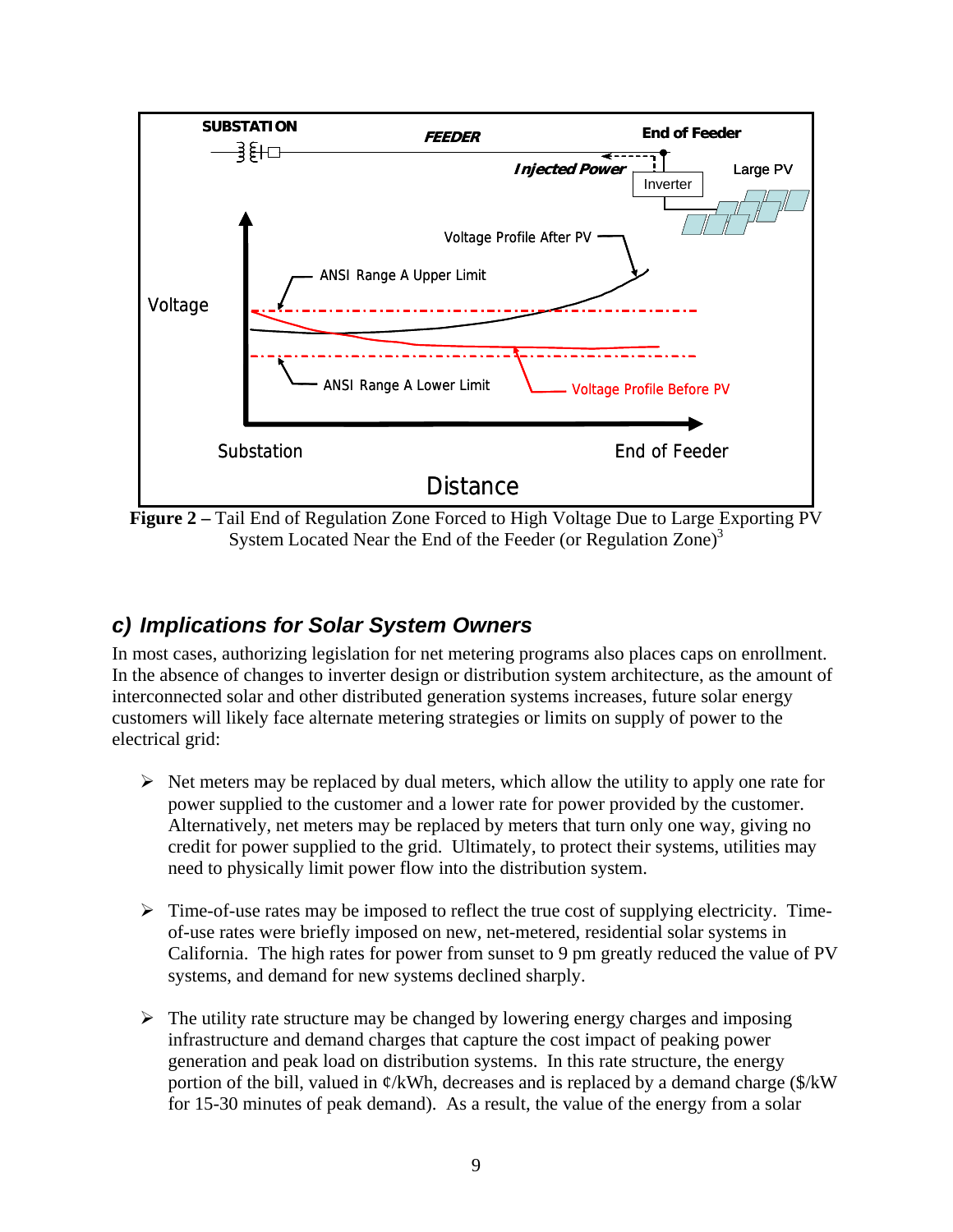**Figure 2 –** Tail End of Regulation Zone Forced to High Voltage Due to Large Exporting PV System Located Near the End of the Feeder (or Regulation Zone)[3]

## c) Implications for Solar System Owners

In most cases, authorizing legislation for net metering programs also places caps on enrollment. In the absence of changes to inverter design or distribution system architecture, as the amount of interconnected solar and other distributed generation systems increases, future solar energy customers will likely face alternate metering strategies or limits on supply of power to the electrical grid:

- Net meters may be replaced by dual meters, which allow the utility to apply one rate for power supplied to the customer and a lower rate for power provided by the customer. Alternatively, net meters may be replaced by meters that turn only one way, giving no credit for power supplied to the grid. Ultimately, to protect their systems, utilities may need to physically limit power flow into the distribution system.

- Time-of-use rates may be imposed to reflect the true cost of supplying electricity. Time-of-use rates were briefly imposed on new, net-metered, residential solar systems in California. The high rates for power from sunset to 9 pm greatly reduced the value of PV systems, and demand for new systems declined sharply.

- The utility rate structure may be changed by lowering energy charges and imposing infrastructure and demand charges that capture the cost impact of peaking power generation and peak load on distribution systems. In this rate structure, the energy portion of the bill, valued in ¢/kWh, decreases and is replaced by a demand charge ($/kW for 15-30 minutes of peak demand). As a result, the value of the energy from a solar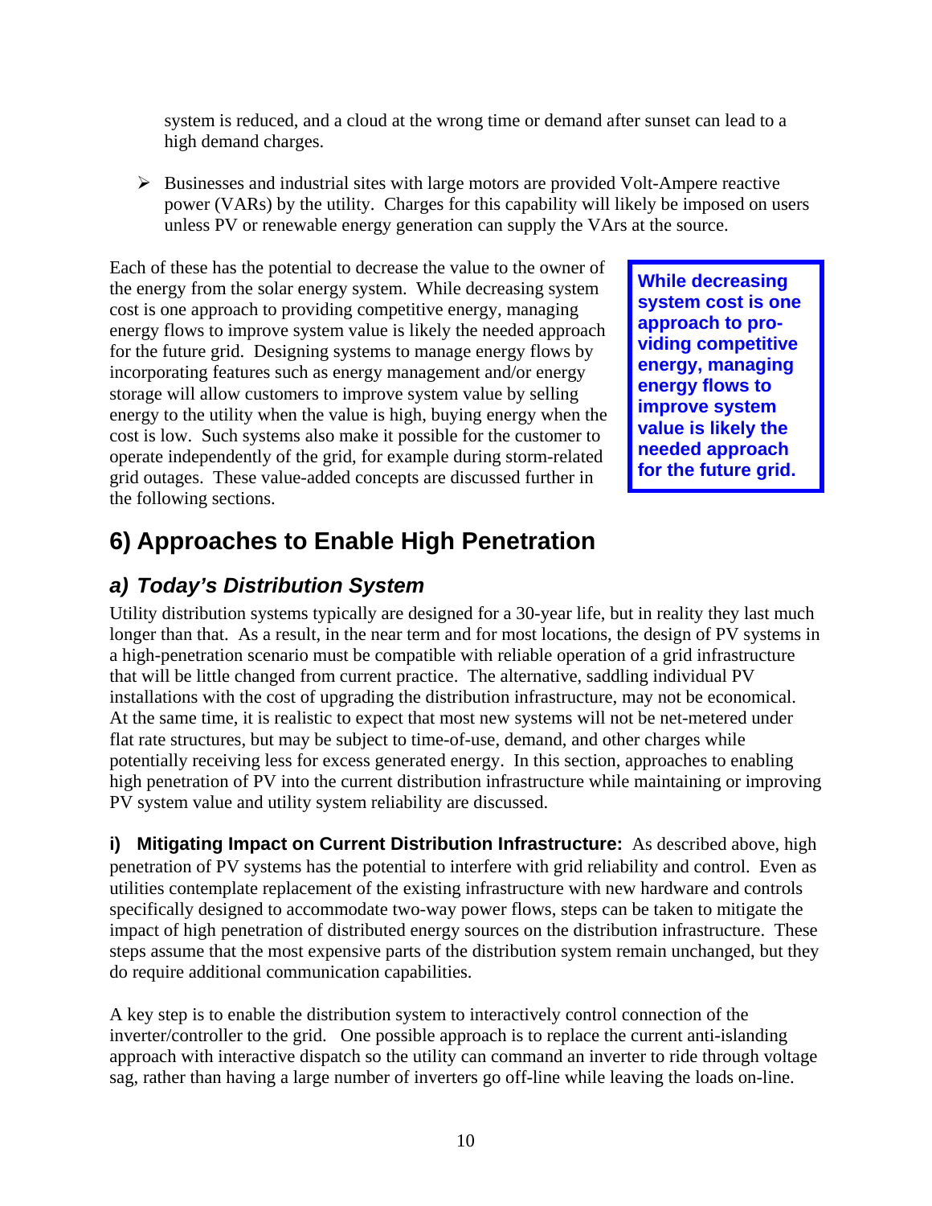system is reduced, and a cloud at the wrong time or demand after sunset can lead to a high demand charges.

- Businesses and industrial sites with large motors are provided Volt-Ampere reactive power (VARs) by the utility. Charges for this capability will likely be imposed on users unless PV or renewable energy generation can supply the VArs at the source.

Each of these has the potential to decrease the value to the owner of the energy from the solar energy system. While decreasing system cost is one approach to providing competitive energy, managing energy flows to improve system value is likely the needed approach for the future grid. Designing systems to manage energy flows by incorporating features such as energy management and/or energy storage will allow customers to improve system value by selling energy to the utility when the value is high, buying energy when the cost is low. Such systems also make it possible for the customer to operate independently of the grid, for example during storm-related grid outages. These value-added concepts are discussed further in the following sections.

> **While decreasing system cost is one approach to providing competitive energy, managing energy flows to improve system value is likely the needed approach for the future grid.**

## 6) Approaches to Enable High Penetration

### *a) Today's Distribution System*

Utility distribution systems typically are designed for a 30-year life, but in reality they last much longer than that. As a result, in the near term and for most locations, the design of PV systems in a high-penetration scenario must be compatible with reliable operation of a grid infrastructure that will be little changed from current practice. The alternative, saddling individual PV installations with the cost of upgrading the distribution infrastructure, may not be economical. At the same time, it is realistic to expect that most new systems will not be net-metered under flat rate structures, but may be subject to time-of-use, demand, and other charges while potentially receiving less for excess generated energy. In this section, approaches to enabling high penetration of PV into the current distribution infrastructure while maintaining or improving PV system value and utility system reliability are discussed.

**i) Mitigating Impact on Current Distribution Infrastructure:** As described above, high penetration of PV systems has the potential to interfere with grid reliability and control. Even as utilities contemplate replacement of the existing infrastructure with new hardware and controls specifically designed to accommodate two-way power flows, steps can be taken to mitigate the impact of high penetration of distributed energy sources on the distribution infrastructure. These steps assume that the most expensive parts of the distribution system remain unchanged, but they do require additional communication capabilities.

A key step is to enable the distribution system to interactively control connection of the inverter/controller to the grid. One possible approach is to replace the current anti-islanding approach with interactive dispatch so the utility can command an inverter to ride through voltage sag, rather than having a large number of inverters go off-line while leaving the loads on-line.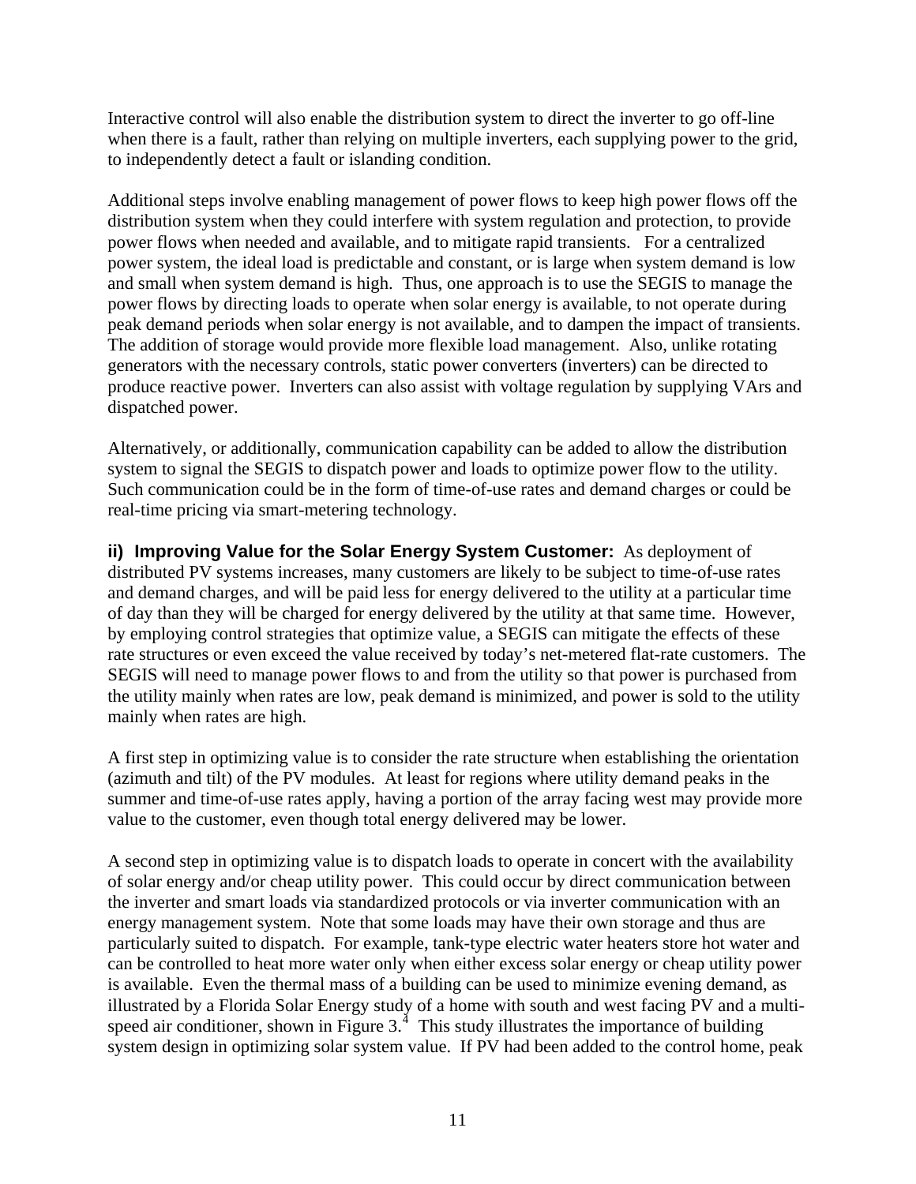Interactive control will also enable the distribution system to direct the inverter to go off-line when there is a fault, rather than relying on multiple inverters, each supplying power to the grid, to independently detect a fault or islanding condition.

Additional steps involve enabling management of power flows to keep high power flows off the distribution system when they could interfere with system regulation and protection, to provide power flows when needed and available, and to mitigate rapid transients. For a centralized power system, the ideal load is predictable and constant, or is large when system demand is low and small when system demand is high. Thus, one approach is to use the SEGIS to manage the power flows by directing loads to operate when solar energy is available, to not operate during peak demand periods when solar energy is not available, and to dampen the impact of transients. The addition of storage would provide more flexible load management. Also, unlike rotating generators with the necessary controls, static power converters (inverters) can be directed to produce reactive power. Inverters can also assist with voltage regulation by supplying VArs and dispatched power.

Alternatively, or additionally, communication capability can be added to allow the distribution system to signal the SEGIS to dispatch power and loads to optimize power flow to the utility. Such communication could be in the form of time-of-use rates and demand charges or could be real-time pricing via smart-metering technology.

**ii) Improving Value for the Solar Energy System Customer:** As deployment of distributed PV systems increases, many customers are likely to be subject to time-of-use rates and demand charges, and will be paid less for energy delivered to the utility at a particular time of day than they will be charged for energy delivered by the utility at that same time. However, by employing control strategies that optimize value, a SEGIS can mitigate the effects of these rate structures or even exceed the value received by today's net-metered flat-rate customers. The SEGIS will need to manage power flows to and from the utility so that power is purchased from the utility mainly when rates are low, peak demand is minimized, and power is sold to the utility mainly when rates are high.

A first step in optimizing value is to consider the rate structure when establishing the orientation (azimuth and tilt) of the PV modules. At least for regions where utility demand peaks in the summer and time-of-use rates apply, having a portion of the array facing west may provide more value to the customer, even though total energy delivered may be lower.

A second step in optimizing value is to dispatch loads to operate in concert with the availability of solar energy and/or cheap utility power. This could occur by direct communication between the inverter and smart loads via standardized protocols or via inverter communication with an energy management system. Note that some loads may have their own storage and thus are particularly suited to dispatch. For example, tank-type electric water heaters store hot water and can be controlled to heat more water only when either excess solar energy or cheap utility power is available. Even the thermal mass of a building can be used to minimize evening demand, as illustrated by a Florida Solar Energy study of a home with south and west facing PV and a multi-speed air conditioner, shown in Figure 3.[4] This study illustrates the importance of building system design in optimizing solar system value. If PV had been added to the control home, peak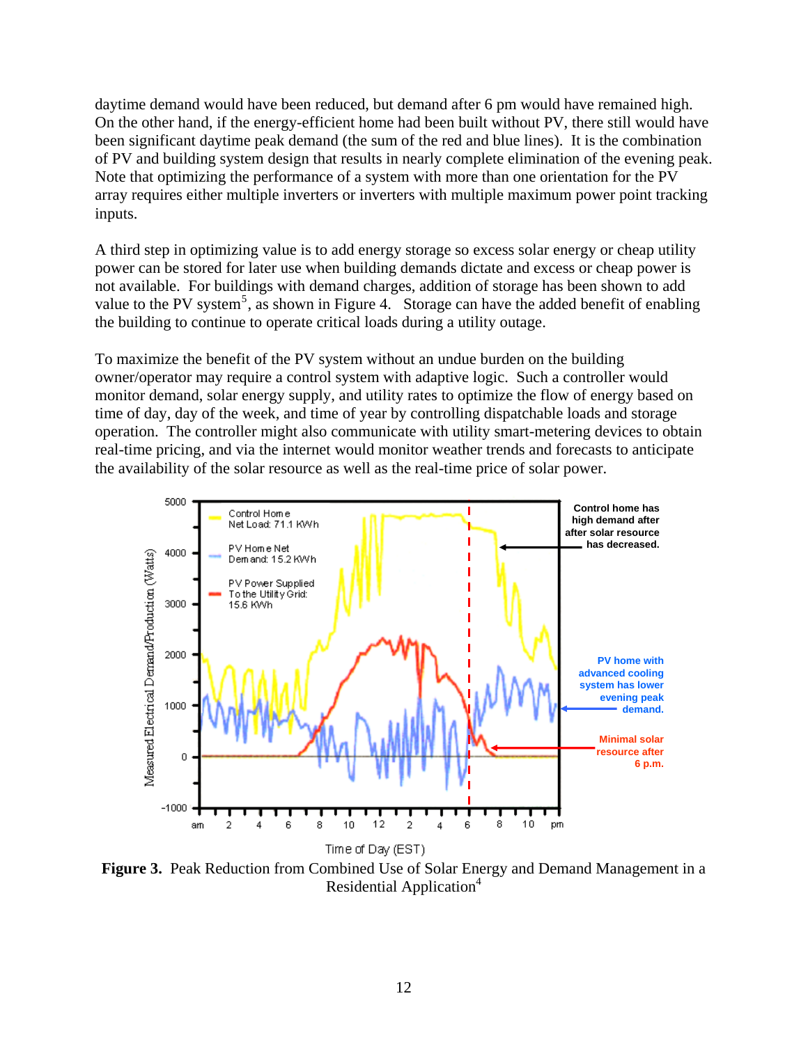daytime demand would have been reduced, but demand after 6 pm would have remained high. On the other hand, if the energy-efficient home had been built without PV, there still would have been significant daytime peak demand (the sum of the red and blue lines). It is the combination of PV and building system design that results in nearly complete elimination of the evening peak. Note that optimizing the performance of a system with more than one orientation for the PV array requires either multiple inverters or inverters with multiple maximum power point tracking inputs.

A third step in optimizing value is to add energy storage so excess solar energy or cheap utility power can be stored for later use when building demands dictate and excess or cheap power is not available. For buildings with demand charges, addition of storage has been shown to add value to the PV system[5], as shown in Figure 4. Storage can have the added benefit of enabling the building to continue to operate critical loads during a utility outage.

To maximize the benefit of the PV system without an undue burden on the building owner/operator may require a control system with adaptive logic. Such a controller would monitor demand, solar energy supply, and utility rates to optimize the flow of energy based on time of day, day of the week, and time of year by controlling dispatchable loads and storage operation. The controller might also communicate with utility smart-metering devices to obtain real-time pricing, and via the internet would monitor weather trends and forecasts to anticipate the availability of the solar resource as well as the real-time price of solar power.

**Figure 3.** Peak Reduction from Combined Use of Solar Energy and Demand Management in a Residential Application[4]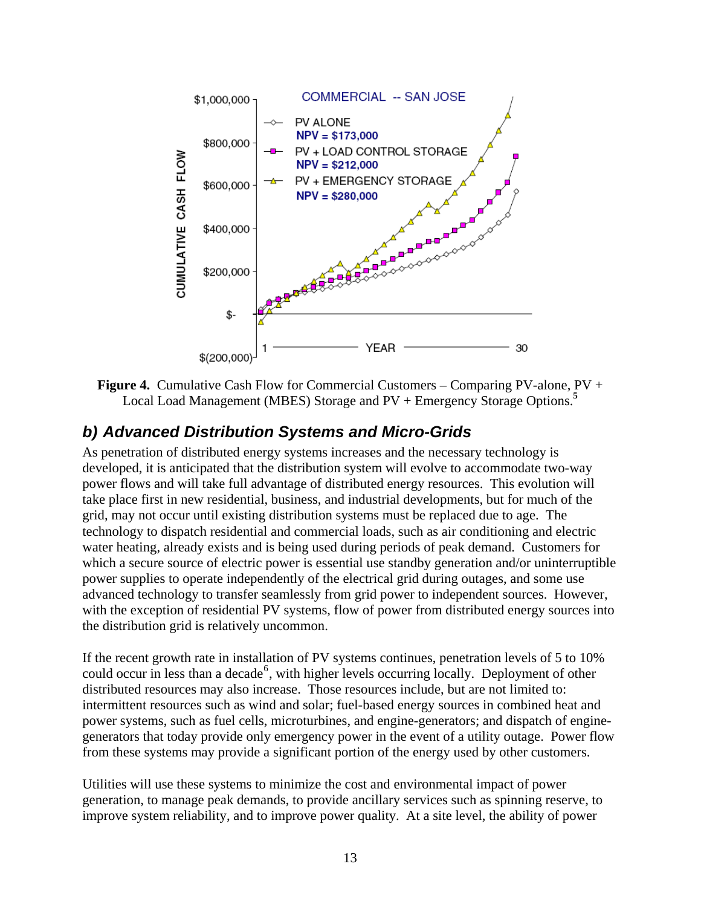**Figure 4.** Cumulative Cash Flow for Commercial Customers – Comparing PV-alone, PV + Local Load Management (MBES) Storage and PV + Emergency Storage Options.[5]

## *b) Advanced Distribution Systems and Micro-Grids*

As penetration of distributed energy systems increases and the necessary technology is developed, it is anticipated that the distribution system will evolve to accommodate two-way power flows and will take full advantage of distributed energy resources. This evolution will take place first in new residential, business, and industrial developments, but for much of the grid, may not occur until existing distribution systems must be replaced due to age. The technology to dispatch residential and commercial loads, such as air conditioning and electric water heating, already exists and is being used during periods of peak demand. Customers for which a secure source of electric power is essential use standby generation and/or uninterruptible power supplies to operate independently of the electrical grid during outages, and some use advanced technology to transfer seamlessly from grid power to independent sources. However, with the exception of residential PV systems, flow of power from distributed energy sources into the distribution grid is relatively uncommon.

If the recent growth rate in installation of PV systems continues, penetration levels of 5 to 10% could occur in less than a decade[6], with higher levels occurring locally. Deployment of other distributed resources may also increase. Those resources include, but are not limited to: intermittent resources such as wind and solar; fuel-based energy sources in combined heat and power systems, such as fuel cells, microturbines, and engine-generators; and dispatch of engine-generators that today provide only emergency power in the event of a utility outage. Power flow from these systems may provide a significant portion of the energy used by other customers.

Utilities will use these systems to minimize the cost and environmental impact of power generation, to manage peak demands, to provide ancillary services such as spinning reserve, to improve system reliability, and to improve power quality. At a site level, the ability of power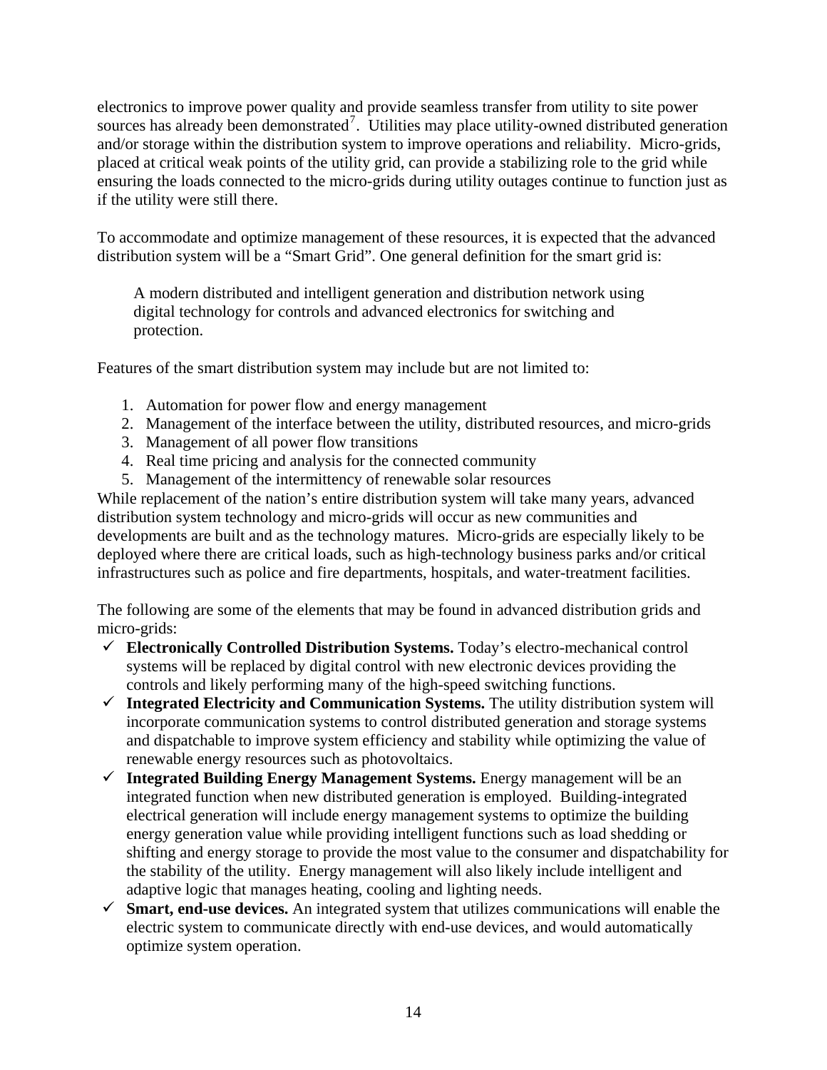electronics to improve power quality and provide seamless transfer from utility to site power sources has already been demonstrated[7]. Utilities may place utility-owned distributed generation and/or storage within the distribution system to improve operations and reliability. Micro-grids, placed at critical weak points of the utility grid, can provide a stabilizing role to the grid while ensuring the loads connected to the micro-grids during utility outages continue to function just as if the utility were still there.

To accommodate and optimize management of these resources, it is expected that the advanced distribution system will be a "Smart Grid". One general definition for the smart grid is:

> A modern distributed and intelligent generation and distribution network using digital technology for controls and advanced electronics for switching and protection.

Features of the smart distribution system may include but are not limited to:

1. Automation for power flow and energy management
2. Management of the interface between the utility, distributed resources, and micro-grids
3. Management of all power flow transitions
4. Real time pricing and analysis for the connected community
5. Management of the intermittency of renewable solar resources

While replacement of the nation's entire distribution system will take many years, advanced distribution system technology and micro-grids will occur as new communities and developments are built and as the technology matures. Micro-grids are especially likely to be deployed where there are critical loads, such as high-technology business parks and/or critical infrastructures such as police and fire departments, hospitals, and water-treatment facilities.

The following are some of the elements that may be found in advanced distribution grids and micro-grids:

- ✓ **Electronically Controlled Distribution Systems.** Today's electro-mechanical control systems will be replaced by digital control with new electronic devices providing the controls and likely performing many of the high-speed switching functions.
- ✓ **Integrated Electricity and Communication Systems.** The utility distribution system will incorporate communication systems to control distributed generation and storage systems and dispatchable to improve system efficiency and stability while optimizing the value of renewable energy resources such as photovoltaics.
- ✓ **Integrated Building Energy Management Systems.** Energy management will be an integrated function when new distributed generation is employed. Building-integrated electrical generation will include energy management systems to optimize the building energy generation value while providing intelligent functions such as load shedding or shifting and energy storage to provide the most value to the consumer and dispatchability for the stability of the utility. Energy management will also likely include intelligent and adaptive logic that manages heating, cooling and lighting needs.
- ✓ **Smart, end-use devices.** An integrated system that utilizes communications will enable the electric system to communicate directly with end-use devices, and would automatically optimize system operation.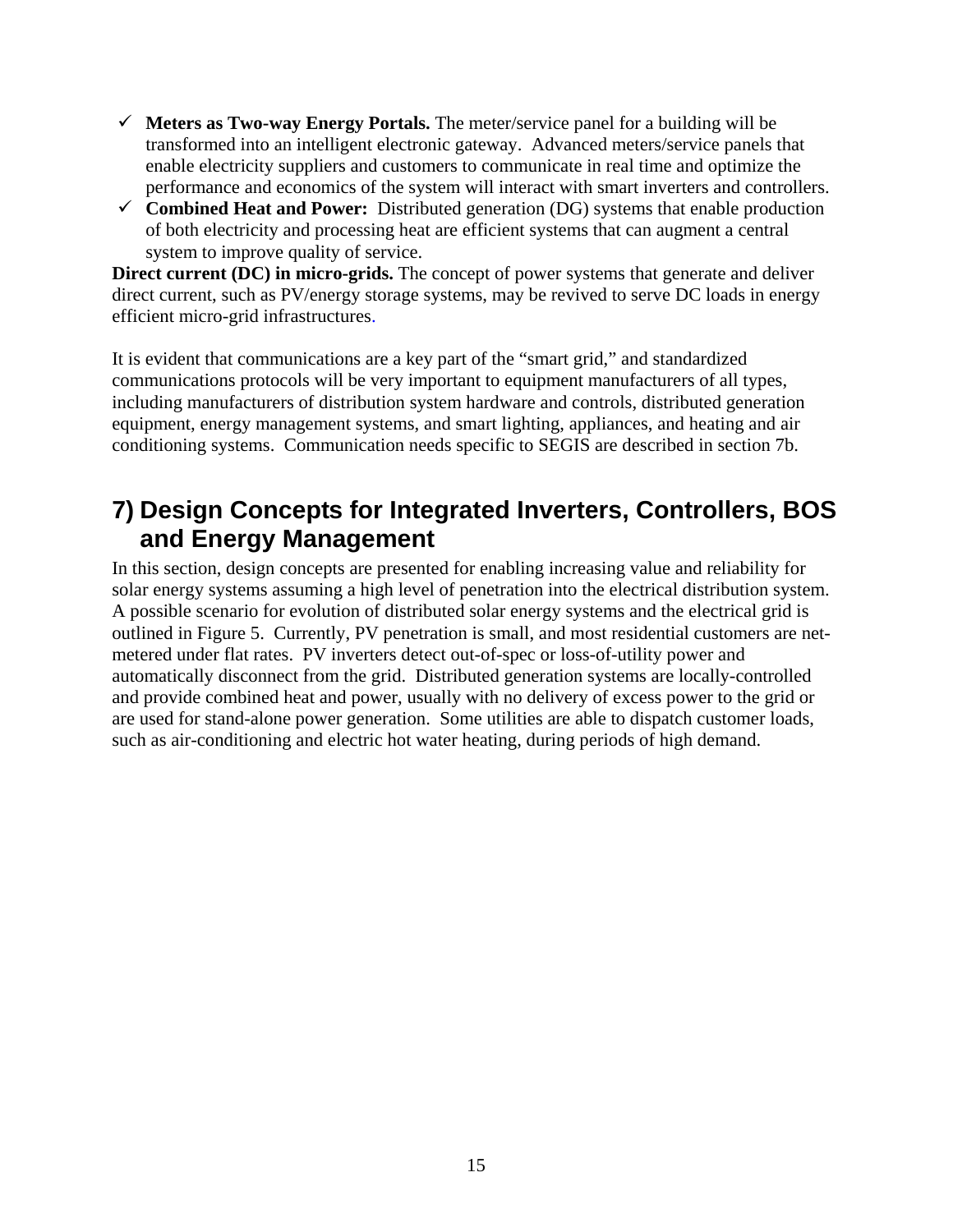- ✓ **Meters as Two-way Energy Portals.** The meter/service panel for a building will be transformed into an intelligent electronic gateway. Advanced meters/service panels that enable electricity suppliers and customers to communicate in real time and optimize the performance and economics of the system will interact with smart inverters and controllers.
- ✓ **Combined Heat and Power:** Distributed generation (DG) systems that enable production of both electricity and processing heat are efficient systems that can augment a central system to improve quality of service.

**Direct current (DC) in micro-grids.** The concept of power systems that generate and deliver direct current, such as PV/energy storage systems, may be revived to serve DC loads in energy efficient micro-grid infrastructures.

It is evident that communications are a key part of the "smart grid," and standardized communications protocols will be very important to equipment manufacturers of all types, including manufacturers of distribution system hardware and controls, distributed generation equipment, energy management systems, and smart lighting, appliances, and heating and air conditioning systems. Communication needs specific to SEGIS are described in section 7b.

## 7) Design Concepts for Integrated Inverters, Controllers, BOS and Energy Management

In this section, design concepts are presented for enabling increasing value and reliability for solar energy systems assuming a high level of penetration into the electrical distribution system. A possible scenario for evolution of distributed solar energy systems and the electrical grid is outlined in Figure 5. Currently, PV penetration is small, and most residential customers are net-metered under flat rates. PV inverters detect out-of-spec or loss-of-utility power and automatically disconnect from the grid. Distributed generation systems are locally-controlled and provide combined heat and power, usually with no delivery of excess power to the grid or are used for stand-alone power generation. Some utilities are able to dispatch customer loads, such as air-conditioning and electric hot water heating, during periods of high demand.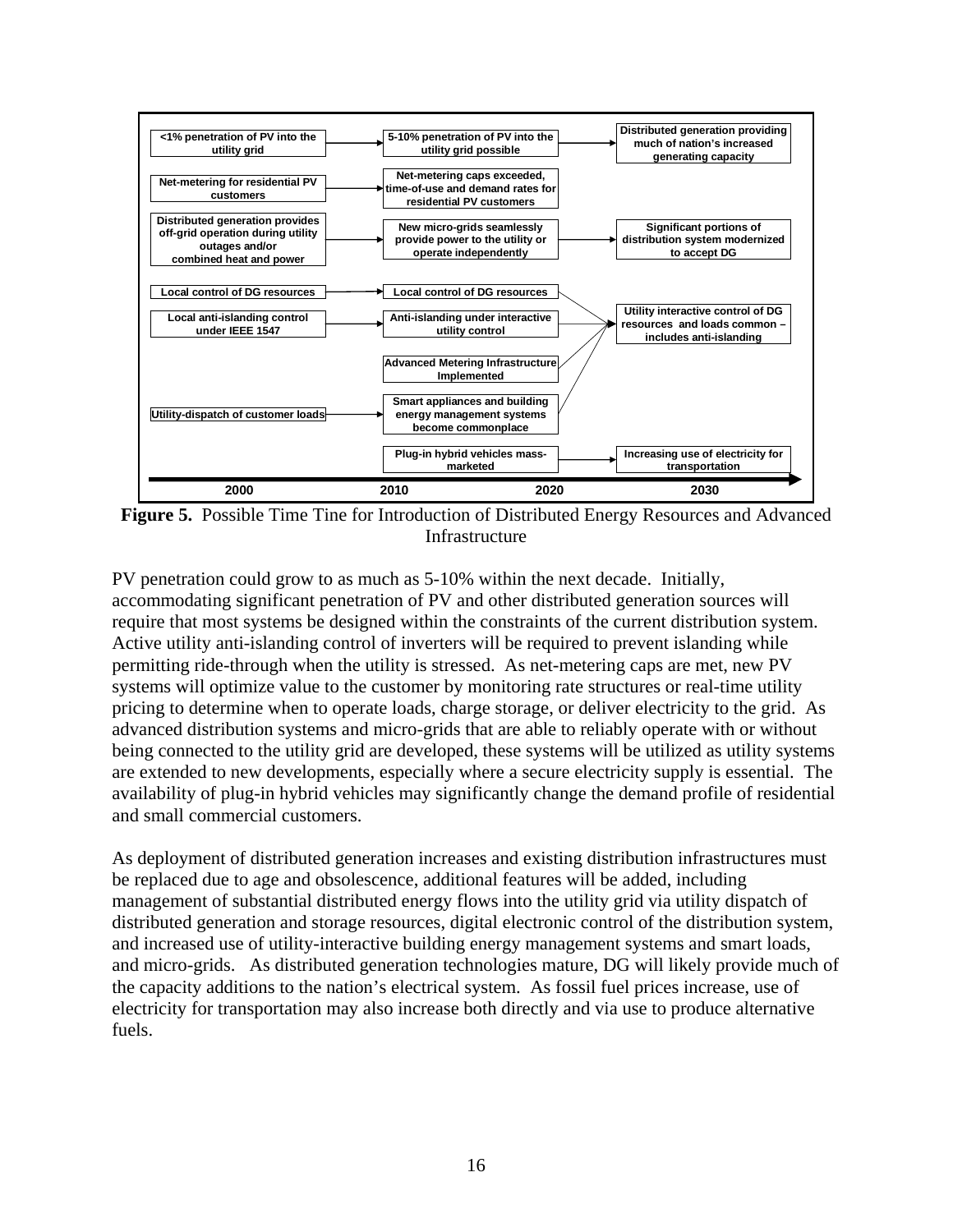| 2000 | 2010 – 2020 | 2030 |
|---|---|---|
| <1% penetration of PV into the utility grid | 5-10% penetration of PV into the utility grid possible | Distributed generation providing much of nation's increased generating capacity |
| Net-metering for residential PV customers | Net-metering caps exceeded, time-of-use and demand rates for residential PV customers | |
| Distributed generation provides off-grid operation during utility outages and/or combined heat and power | New micro-grids seamlessly provide power to the utility or operate independently | Significant portions of distribution system modernized to accept DG |
| Local control of DG resources | Local control of DG resources | Utility interactive control of DG resources and loads common – includes anti-islanding |
| Local anti-islanding control under IEEE 1547 | Anti-islanding under interactive utility control | |
| | Advanced Metering Infrastructure Implemented | |
| Utility-dispatch of customer loads | Smart appliances and building energy management systems become commonplace | |
| | Plug-in hybrid vehicles mass-marketed | Increasing use of electricity for transportation |

**Figure 5.** Possible Time Tine for Introduction of Distributed Energy Resources and Advanced Infrastructure

PV penetration could grow to as much as 5-10% within the next decade. Initially, accommodating significant penetration of PV and other distributed generation sources will require that most systems be designed within the constraints of the current distribution system. Active utility anti-islanding control of inverters will be required to prevent islanding while permitting ride-through when the utility is stressed. As net-metering caps are met, new PV systems will optimize value to the customer by monitoring rate structures or real-time utility pricing to determine when to operate loads, charge storage, or deliver electricity to the grid. As advanced distribution systems and micro-grids that are able to reliably operate with or without being connected to the utility grid are developed, these systems will be utilized as utility systems are extended to new developments, especially where a secure electricity supply is essential. The availability of plug-in hybrid vehicles may significantly change the demand profile of residential and small commercial customers.

As deployment of distributed generation increases and existing distribution infrastructures must be replaced due to age and obsolescence, additional features will be added, including management of substantial distributed energy flows into the utility grid via utility dispatch of distributed generation and storage resources, digital electronic control of the distribution system, and increased use of utility-interactive building energy management systems and smart loads, and micro-grids. As distributed generation technologies mature, DG will likely provide much of the capacity additions to the nation's electrical system. As fossil fuel prices increase, use of electricity for transportation may also increase both directly and via use to produce alternative fuels.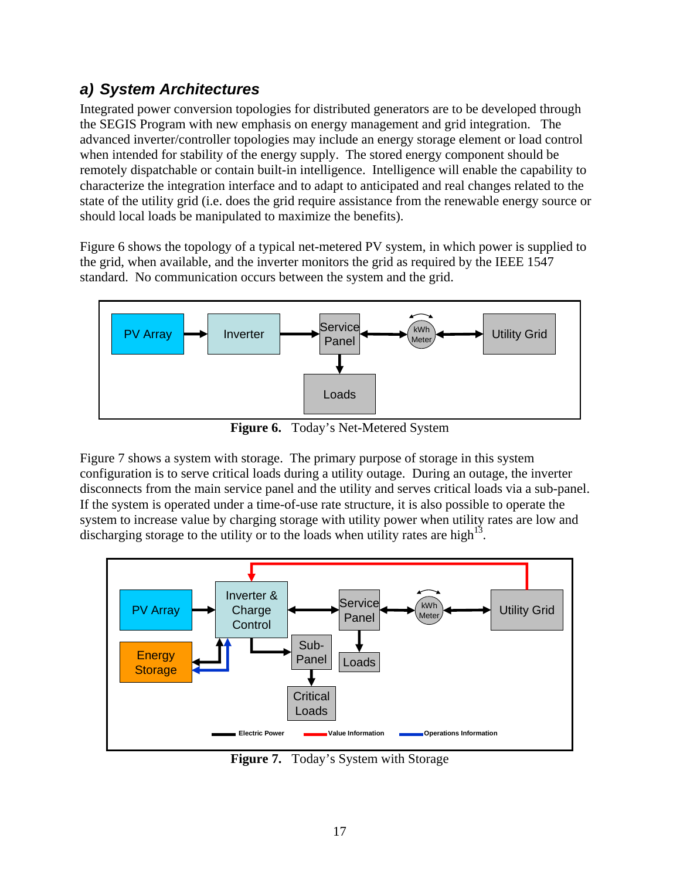### a) System Architectures

Integrated power conversion topologies for distributed generators are to be developed through the SEGIS Program with new emphasis on energy management and grid integration. The advanced inverter/controller topologies may include an energy storage element or load control when intended for stability of the energy supply. The stored energy component should be remotely dispatchable or contain built-in intelligence. Intelligence will enable the capability to characterize the integration interface and to adapt to anticipated and real changes related to the state of the utility grid (i.e. does the grid require assistance from the renewable energy source or should local loads be manipulated to maximize the benefits).

Figure 6 shows the topology of a typical net-metered PV system, in which power is supplied to the grid, when available, and the inverter monitors the grid as required by the IEEE 1547 standard. No communication occurs between the system and the grid.

**Figure 6.** Today's Net-Metered System

Figure 7 shows a system with storage. The primary purpose of storage in this system configuration is to serve critical loads during a utility outage. During an outage, the inverter disconnects from the main service panel and the utility and serves critical loads via a sub-panel. If the system is operated under a time-of-use rate structure, it is also possible to operate the system to increase value by charging storage with utility power when utility rates are low and discharging storage to the utility or to the loads when utility rates are high[13].

**Figure 7.** Today's System with Storage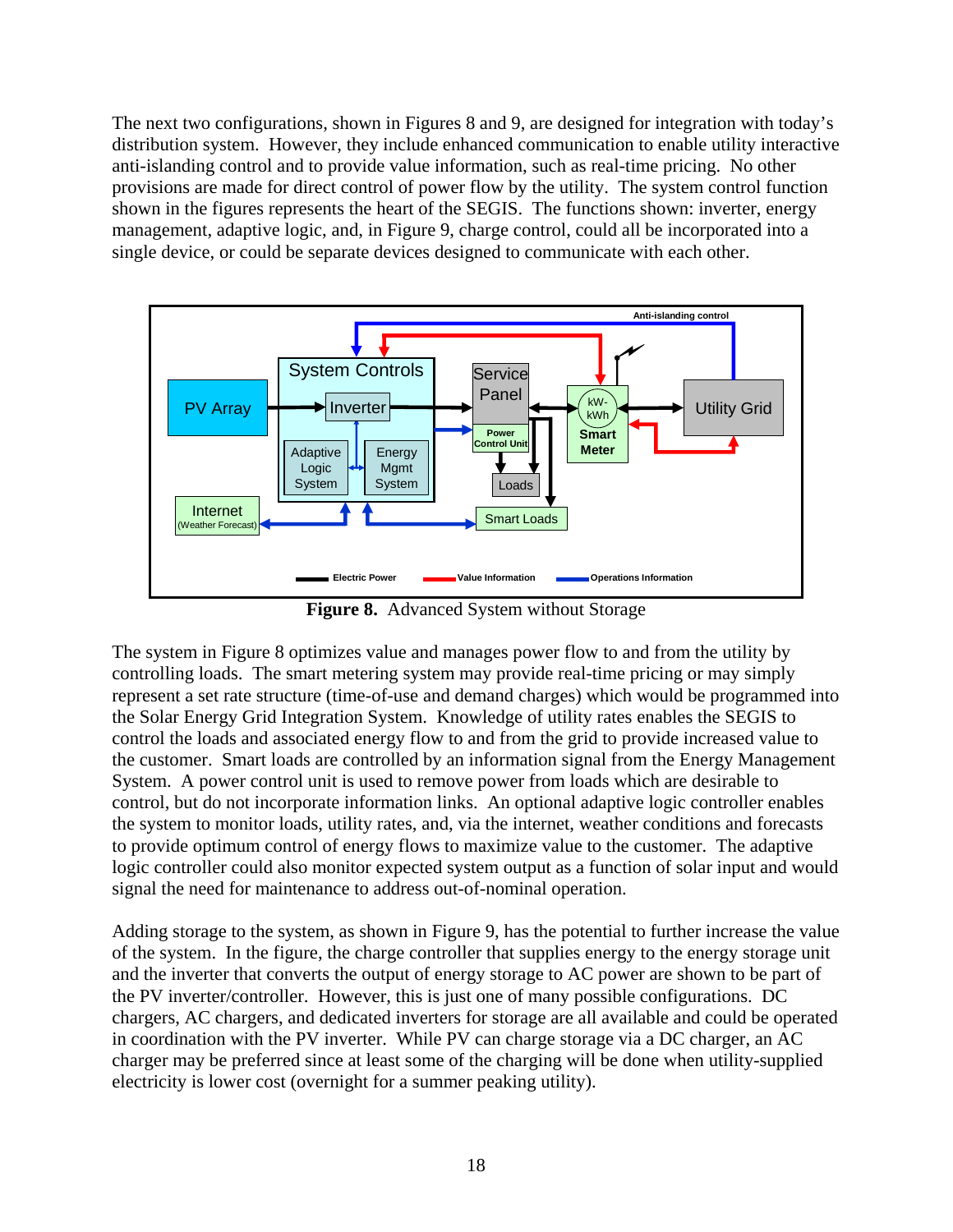The next two configurations, shown in Figures 8 and 9, are designed for integration with today's distribution system. However, they include enhanced communication to enable utility interactive anti-islanding control and to provide value information, such as real-time pricing. No other provisions are made for direct control of power flow by the utility. The system control function shown in the figures represents the heart of the SEGIS. The functions shown: inverter, energy management, adaptive logic, and, in Figure 9, charge control, could all be incorporated into a single device, or could be separate devices designed to communicate with each other.

**Figure 8.** Advanced System without Storage

The system in Figure 8 optimizes value and manages power flow to and from the utility by controlling loads. The smart metering system may provide real-time pricing or may simply represent a set rate structure (time-of-use and demand charges) which would be programmed into the Solar Energy Grid Integration System. Knowledge of utility rates enables the SEGIS to control the loads and associated energy flow to and from the grid to provide increased value to the customer. Smart loads are controlled by an information signal from the Energy Management System. A power control unit is used to remove power from loads which are desirable to control, but do not incorporate information links. An optional adaptive logic controller enables the system to monitor loads, utility rates, and, via the internet, weather conditions and forecasts to provide optimum control of energy flows to maximize value to the customer. The adaptive logic controller could also monitor expected system output as a function of solar input and would signal the need for maintenance to address out-of-nominal operation.

Adding storage to the system, as shown in Figure 9, has the potential to further increase the value of the system. In the figure, the charge controller that supplies energy to the energy storage unit and the inverter that converts the output of energy storage to AC power are shown to be part of the PV inverter/controller. However, this is just one of many possible configurations. DC chargers, AC chargers, and dedicated inverters for storage are all available and could be operated in coordination with the PV inverter. While PV can charge storage via a DC charger, an AC charger may be preferred since at least some of the charging will be done when utility-supplied electricity is lower cost (overnight for a summer peaking utility).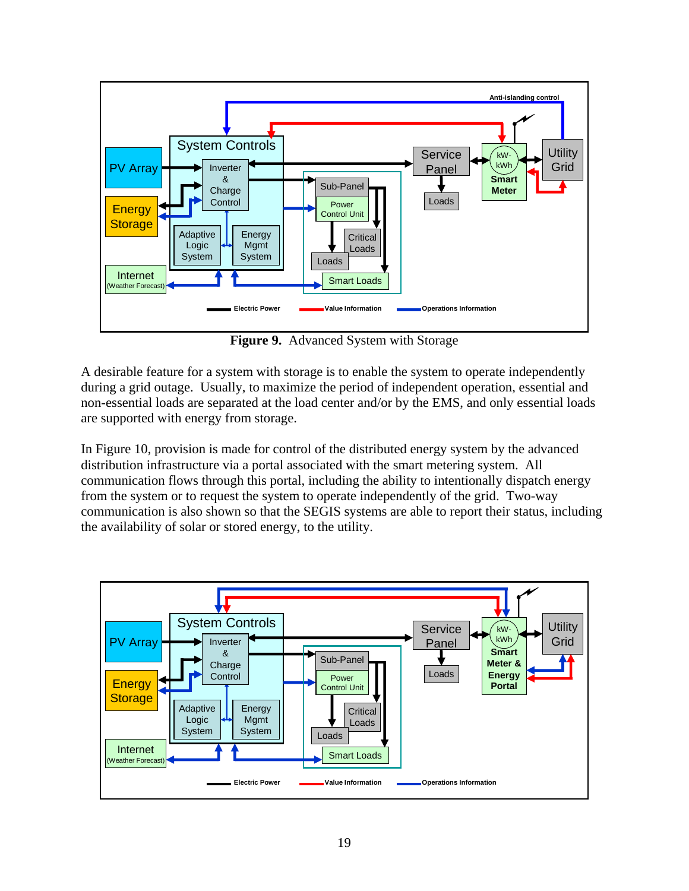**Figure 9.** Advanced System with Storage

A desirable feature for a system with storage is to enable the system to operate independently during a grid outage. Usually, to maximize the period of independent operation, essential and non-essential loads are separated at the load center and/or by the EMS, and only essential loads are supported with energy from storage.

In Figure 10, provision is made for control of the distributed energy system by the advanced distribution infrastructure via a portal associated with the smart metering system. All communication flows through this portal, including the ability to intentionally dispatch energy from the system or to request the system to operate independently of the grid. Two-way communication is also shown so that the SEGIS systems are able to report their status, including the availability of solar or stored energy, to the utility.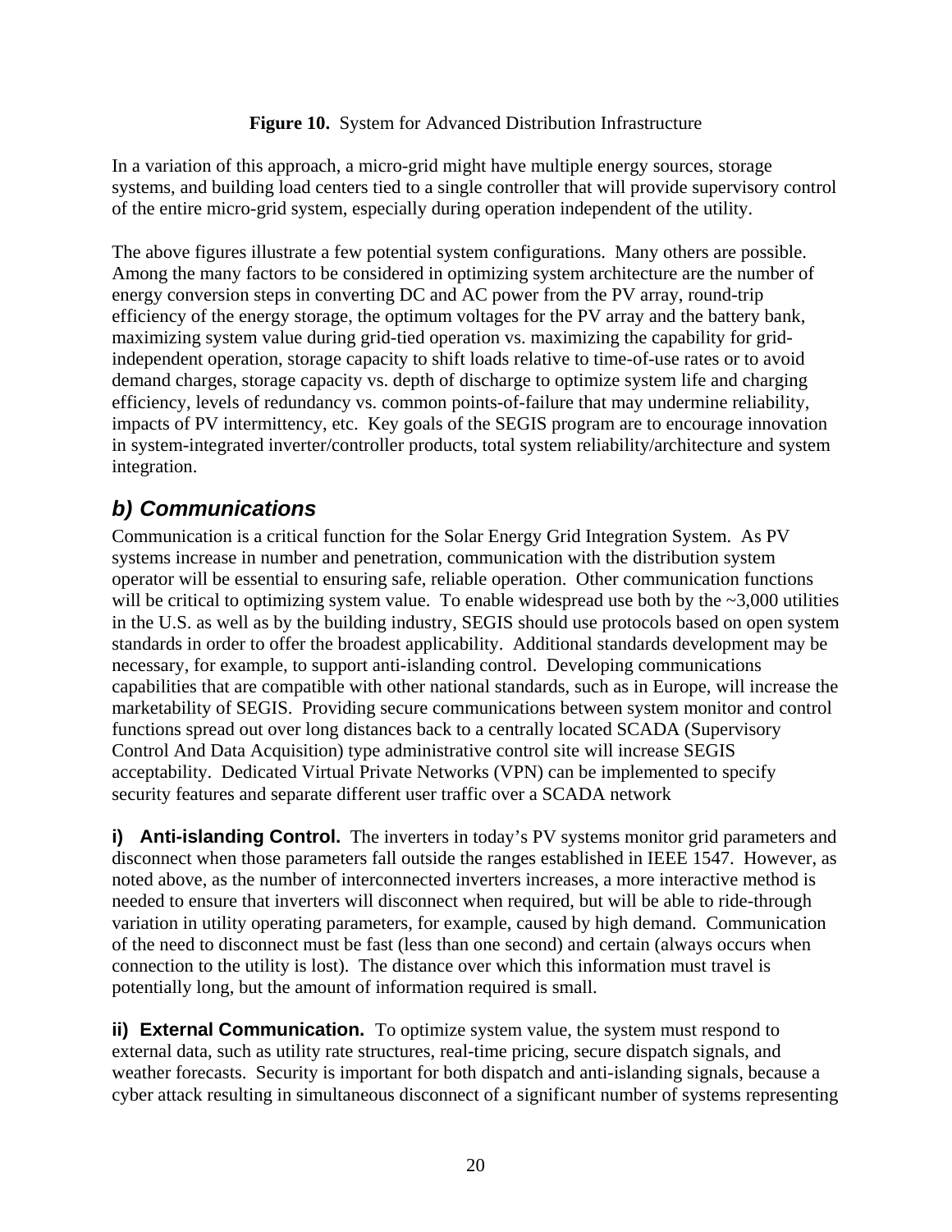**Figure 10.** System for Advanced Distribution Infrastructure

In a variation of this approach, a micro-grid might have multiple energy sources, storage systems, and building load centers tied to a single controller that will provide supervisory control of the entire micro-grid system, especially during operation independent of the utility.

The above figures illustrate a few potential system configurations. Many others are possible. Among the many factors to be considered in optimizing system architecture are the number of energy conversion steps in converting DC and AC power from the PV array, round-trip efficiency of the energy storage, the optimum voltages for the PV array and the battery bank, maximizing system value during grid-tied operation vs. maximizing the capability for grid-independent operation, storage capacity to shift loads relative to time-of-use rates or to avoid demand charges, storage capacity vs. depth of discharge to optimize system life and charging efficiency, levels of redundancy vs. common points-of-failure that may undermine reliability, impacts of PV intermittency, etc. Key goals of the SEGIS program are to encourage innovation in system-integrated inverter/controller products, total system reliability/architecture and system integration.

## *b) Communications*

Communication is a critical function for the Solar Energy Grid Integration System. As PV systems increase in number and penetration, communication with the distribution system operator will be essential to ensuring safe, reliable operation. Other communication functions will be critical to optimizing system value. To enable widespread use both by the ~3,000 utilities in the U.S. as well as by the building industry, SEGIS should use protocols based on open system standards in order to offer the broadest applicability. Additional standards development may be necessary, for example, to support anti-islanding control. Developing communications capabilities that are compatible with other national standards, such as in Europe, will increase the marketability of SEGIS. Providing secure communications between system monitor and control functions spread out over long distances back to a centrally located SCADA (Supervisory Control And Data Acquisition) type administrative control site will increase SEGIS acceptability. Dedicated Virtual Private Networks (VPN) can be implemented to specify security features and separate different user traffic over a SCADA network

**i) Anti-islanding Control.** The inverters in today's PV systems monitor grid parameters and disconnect when those parameters fall outside the ranges established in IEEE 1547. However, as noted above, as the number of interconnected inverters increases, a more interactive method is needed to ensure that inverters will disconnect when required, but will be able to ride-through variation in utility operating parameters, for example, caused by high demand. Communication of the need to disconnect must be fast (less than one second) and certain (always occurs when connection to the utility is lost). The distance over which this information must travel is potentially long, but the amount of information required is small.

**ii) External Communication.** To optimize system value, the system must respond to external data, such as utility rate structures, real-time pricing, secure dispatch signals, and weather forecasts. Security is important for both dispatch and anti-islanding signals, because a cyber attack resulting in simultaneous disconnect of a significant number of systems representing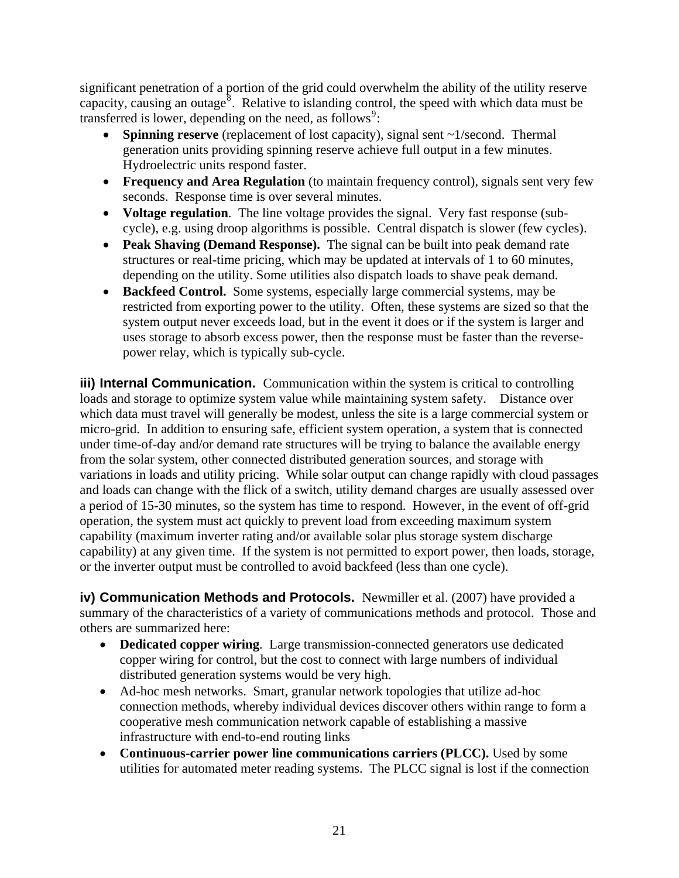significant penetration of a portion of the grid could overwhelm the ability of the utility reserve capacity, causing an outage[8]. Relative to islanding control, the speed with which data must be transferred is lower, depending on the need, as follows[9]:

- **Spinning reserve** (replacement of lost capacity), signal sent ~1/second. Thermal generation units providing spinning reserve achieve full output in a few minutes. Hydroelectric units respond faster.
- **Frequency and Area Regulation** (to maintain frequency control), signals sent very few seconds. Response time is over several minutes.
- **Voltage regulation**. The line voltage provides the signal. Very fast response (sub-cycle), e.g. using droop algorithms is possible. Central dispatch is slower (few cycles).
- **Peak Shaving (Demand Response).** The signal can be built into peak demand rate structures or real-time pricing, which may be updated at intervals of 1 to 60 minutes, depending on the utility. Some utilities also dispatch loads to shave peak demand.
- **Backfeed Control.** Some systems, especially large commercial systems, may be restricted from exporting power to the utility. Often, these systems are sized so that the system output never exceeds load, but in the event it does or if the system is larger and uses storage to absorb excess power, then the response must be faster than the reverse-power relay, which is typically sub-cycle.

**iii) Internal Communication.** Communication within the system is critical to controlling loads and storage to optimize system value while maintaining system safety. Distance over which data must travel will generally be modest, unless the site is a large commercial system or micro-grid. In addition to ensuring safe, efficient system operation, a system that is connected under time-of-day and/or demand rate structures will be trying to balance the available energy from the solar system, other connected distributed generation sources, and storage with variations in loads and utility pricing. While solar output can change rapidly with cloud passages and loads can change with the flick of a switch, utility demand charges are usually assessed over a period of 15-30 minutes, so the system has time to respond. However, in the event of off-grid operation, the system must act quickly to prevent load from exceeding maximum system capability (maximum inverter rating and/or available solar plus storage system discharge capability) at any given time. If the system is not permitted to export power, then loads, storage, or the inverter output must be controlled to avoid backfeed (less than one cycle).

**iv) Communication Methods and Protocols.** Newmiller et al. (2007) have provided a summary of the characteristics of a variety of communications methods and protocol. Those and others are summarized here:

- **Dedicated copper wiring**. Large transmission-connected generators use dedicated copper wiring for control, but the cost to connect with large numbers of individual distributed generation systems would be very high.
- Ad-hoc mesh networks. Smart, granular network topologies that utilize ad-hoc connection methods, whereby individual devices discover others within range to form a cooperative mesh communication network capable of establishing a massive infrastructure with end-to-end routing links
- **Continuous-carrier power line communications carriers (PLCC).** Used by some utilities for automated meter reading systems. The PLCC signal is lost if the connection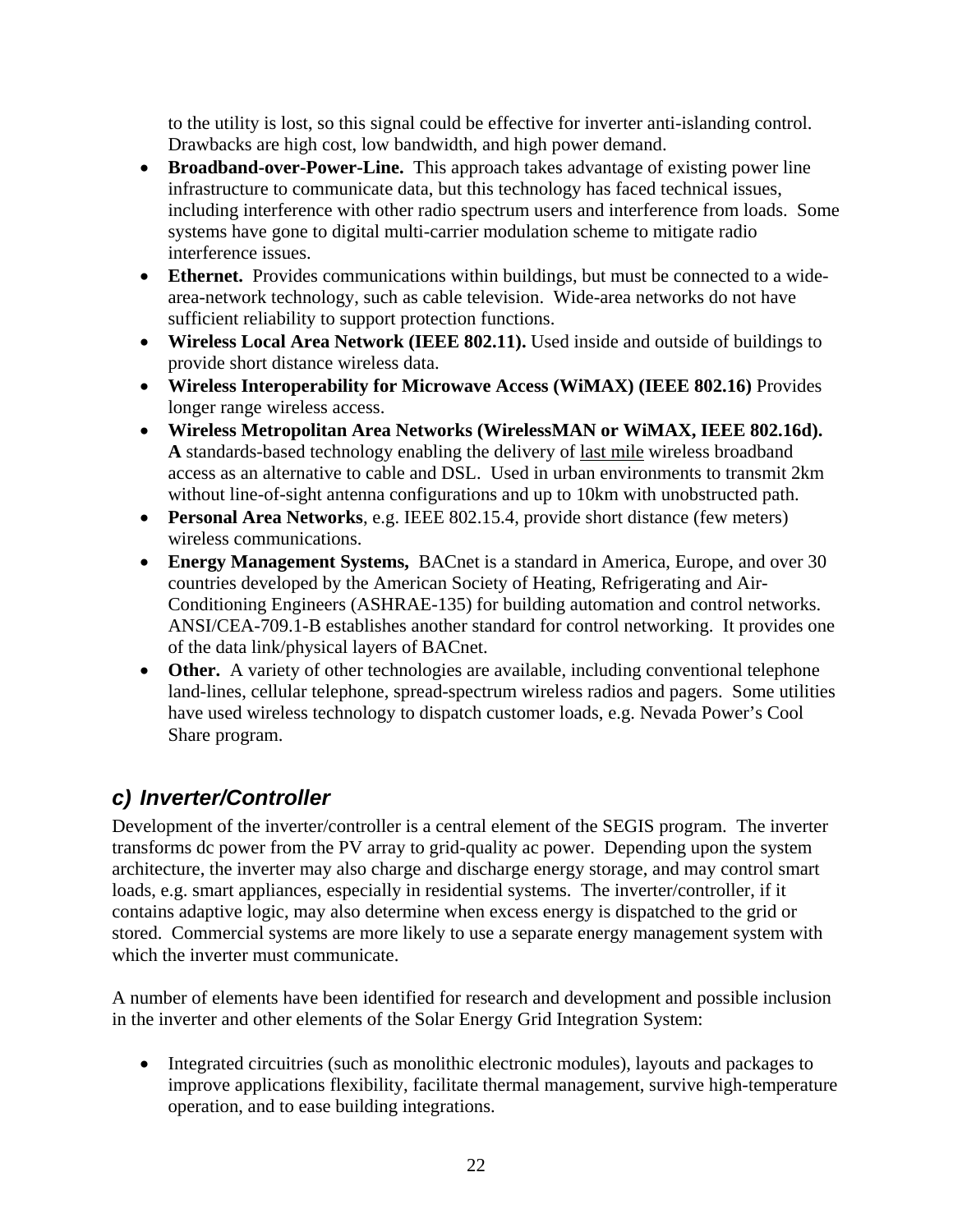to the utility is lost, so this signal could be effective for inverter anti-islanding control. Drawbacks are high cost, low bandwidth, and high power demand.

- **Broadband-over-Power-Line.** This approach takes advantage of existing power line infrastructure to communicate data, but this technology has faced technical issues, including interference with other radio spectrum users and interference from loads. Some systems have gone to digital multi-carrier modulation scheme to mitigate radio interference issues.
- **Ethernet.** Provides communications within buildings, but must be connected to a wide-area-network technology, such as cable television. Wide-area networks do not have sufficient reliability to support protection functions.
- **Wireless Local Area Network (IEEE 802.11).** Used inside and outside of buildings to provide short distance wireless data.
- **Wireless Interoperability for Microwave Access (WiMAX) (IEEE 802.16)** Provides longer range wireless access.
- **Wireless Metropolitan Area Networks (WirelessMAN or WiMAX, IEEE 802.16d). A** standards-based technology enabling the delivery of last mile wireless broadband access as an alternative to cable and DSL. Used in urban environments to transmit 2km without line-of-sight antenna configurations and up to 10km with unobstructed path.
- **Personal Area Networks**, e.g. IEEE 802.15.4, provide short distance (few meters) wireless communications.
- **Energy Management Systems,** BACnet is a standard in America, Europe, and over 30 countries developed by the American Society of Heating, Refrigerating and Air-Conditioning Engineers (ASHRAE-135) for building automation and control networks. ANSI/CEA-709.1-B establishes another standard for control networking. It provides one of the data link/physical layers of BACnet.
- **Other.** A variety of other technologies are available, including conventional telephone land-lines, cellular telephone, spread-spectrum wireless radios and pagers. Some utilities have used wireless technology to dispatch customer loads, e.g. Nevada Power's Cool Share program.

### c) Inverter/Controller

Development of the inverter/controller is a central element of the SEGIS program. The inverter transforms dc power from the PV array to grid-quality ac power. Depending upon the system architecture, the inverter may also charge and discharge energy storage, and may control smart loads, e.g. smart appliances, especially in residential systems. The inverter/controller, if it contains adaptive logic, may also determine when excess energy is dispatched to the grid or stored. Commercial systems are more likely to use a separate energy management system with which the inverter must communicate.

A number of elements have been identified for research and development and possible inclusion in the inverter and other elements of the Solar Energy Grid Integration System:

- Integrated circuitries (such as monolithic electronic modules), layouts and packages to improve applications flexibility, facilitate thermal management, survive high-temperature operation, and to ease building integrations.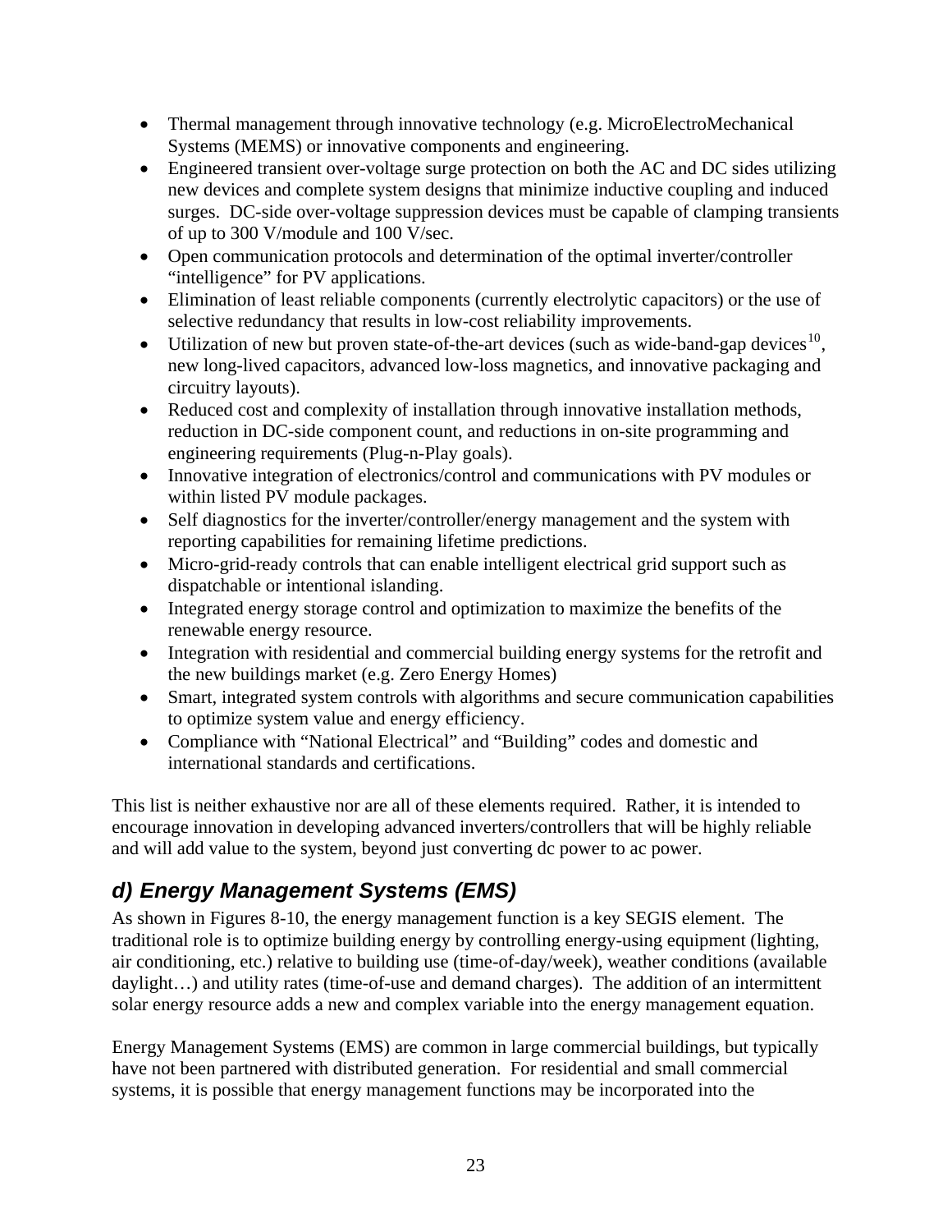- Thermal management through innovative technology (e.g. MicroElectroMechanical Systems (MEMS) or innovative components and engineering.
- Engineered transient over-voltage surge protection on both the AC and DC sides utilizing new devices and complete system designs that minimize inductive coupling and induced surges. DC-side over-voltage suppression devices must be capable of clamping transients of up to 300 V/module and 100 V/sec.
- Open communication protocols and determination of the optimal inverter/controller "intelligence" for PV applications.
- Elimination of least reliable components (currently electrolytic capacitors) or the use of selective redundancy that results in low-cost reliability improvements.
- Utilization of new but proven state-of-the-art devices (such as wide-band-gap devices[10], new long-lived capacitors, advanced low-loss magnetics, and innovative packaging and circuitry layouts).
- Reduced cost and complexity of installation through innovative installation methods, reduction in DC-side component count, and reductions in on-site programming and engineering requirements (Plug-n-Play goals).
- Innovative integration of electronics/control and communications with PV modules or within listed PV module packages.
- Self diagnostics for the inverter/controller/energy management and the system with reporting capabilities for remaining lifetime predictions.
- Micro-grid-ready controls that can enable intelligent electrical grid support such as dispatchable or intentional islanding.
- Integrated energy storage control and optimization to maximize the benefits of the renewable energy resource.
- Integration with residential and commercial building energy systems for the retrofit and the new buildings market (e.g. Zero Energy Homes)
- Smart, integrated system controls with algorithms and secure communication capabilities to optimize system value and energy efficiency.
- Compliance with "National Electrical" and "Building" codes and domestic and international standards and certifications.

This list is neither exhaustive nor are all of these elements required. Rather, it is intended to encourage innovation in developing advanced inverters/controllers that will be highly reliable and will add value to the system, beyond just converting dc power to ac power.

### *d) Energy Management Systems (EMS)*

As shown in Figures 8-10, the energy management function is a key SEGIS element. The traditional role is to optimize building energy by controlling energy-using equipment (lighting, air conditioning, etc.) relative to building use (time-of-day/week), weather conditions (available daylight…) and utility rates (time-of-use and demand charges). The addition of an intermittent solar energy resource adds a new and complex variable into the energy management equation.

Energy Management Systems (EMS) are common in large commercial buildings, but typically have not been partnered with distributed generation. For residential and small commercial systems, it is possible that energy management functions may be incorporated into the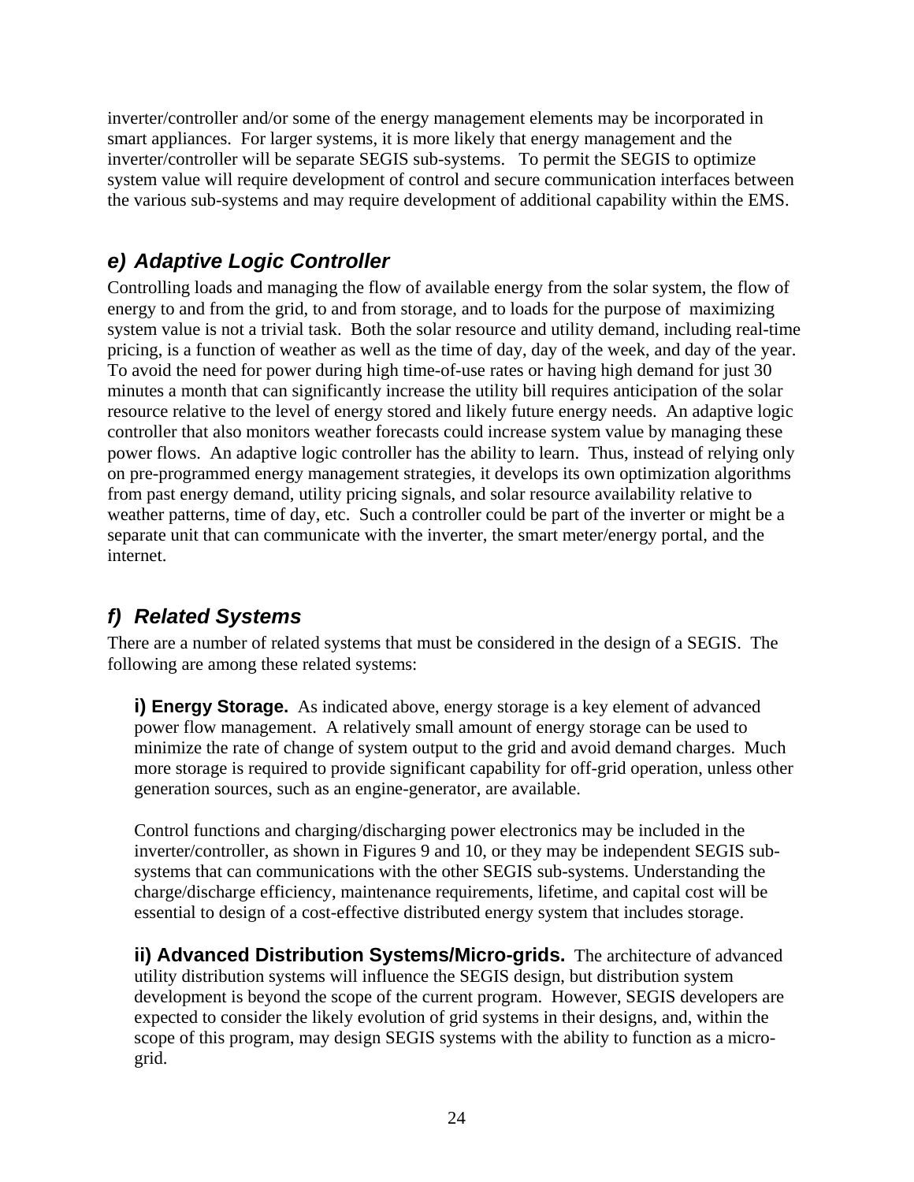inverter/controller and/or some of the energy management elements may be incorporated in smart appliances. For larger systems, it is more likely that energy management and the inverter/controller will be separate SEGIS sub-systems. To permit the SEGIS to optimize system value will require development of control and secure communication interfaces between the various sub-systems and may require development of additional capability within the EMS.

### *e) Adaptive Logic Controller*

Controlling loads and managing the flow of available energy from the solar system, the flow of energy to and from the grid, to and from storage, and to loads for the purpose of maximizing system value is not a trivial task. Both the solar resource and utility demand, including real-time pricing, is a function of weather as well as the time of day, day of the week, and day of the year. To avoid the need for power during high time-of-use rates or having high demand for just 30 minutes a month that can significantly increase the utility bill requires anticipation of the solar resource relative to the level of energy stored and likely future energy needs. An adaptive logic controller that also monitors weather forecasts could increase system value by managing these power flows. An adaptive logic controller has the ability to learn. Thus, instead of relying only on pre-programmed energy management strategies, it develops its own optimization algorithms from past energy demand, utility pricing signals, and solar resource availability relative to weather patterns, time of day, etc. Such a controller could be part of the inverter or might be a separate unit that can communicate with the inverter, the smart meter/energy portal, and the internet.

### *f) Related Systems*

There are a number of related systems that must be considered in the design of a SEGIS. The following are among these related systems:

**i) Energy Storage.** As indicated above, energy storage is a key element of advanced power flow management. A relatively small amount of energy storage can be used to minimize the rate of change of system output to the grid and avoid demand charges. Much more storage is required to provide significant capability for off-grid operation, unless other generation sources, such as an engine-generator, are available.

Control functions and charging/discharging power electronics may be included in the inverter/controller, as shown in Figures 9 and 10, or they may be independent SEGIS sub-systems that can communications with the other SEGIS sub-systems. Understanding the charge/discharge efficiency, maintenance requirements, lifetime, and capital cost will be essential to design of a cost-effective distributed energy system that includes storage.

**ii) Advanced Distribution Systems/Micro-grids.** The architecture of advanced utility distribution systems will influence the SEGIS design, but distribution system development is beyond the scope of the current program. However, SEGIS developers are expected to consider the likely evolution of grid systems in their designs, and, within the scope of this program, may design SEGIS systems with the ability to function as a micro-grid.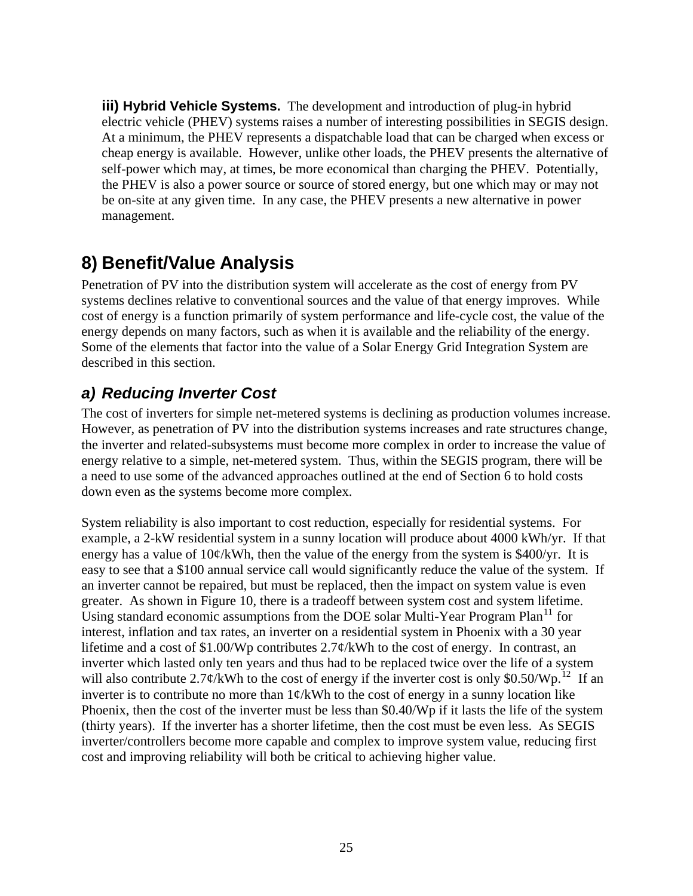**iii) Hybrid Vehicle Systems.** The development and introduction of plug-in hybrid electric vehicle (PHEV) systems raises a number of interesting possibilities in SEGIS design. At a minimum, the PHEV represents a dispatchable load that can be charged when excess or cheap energy is available. However, unlike other loads, the PHEV presents the alternative of self-power which may, at times, be more economical than charging the PHEV. Potentially, the PHEV is also a power source or source of stored energy, but one which may or may not be on-site at any given time. In any case, the PHEV presents a new alternative in power management.

## 8) Benefit/Value Analysis

Penetration of PV into the distribution system will accelerate as the cost of energy from PV systems declines relative to conventional sources and the value of that energy improves. While cost of energy is a function primarily of system performance and life-cycle cost, the value of the energy depends on many factors, such as when it is available and the reliability of the energy. Some of the elements that factor into the value of a Solar Energy Grid Integration System are described in this section.

### *a) Reducing Inverter Cost*

The cost of inverters for simple net-metered systems is declining as production volumes increase. However, as penetration of PV into the distribution systems increases and rate structures change, the inverter and related-subsystems must become more complex in order to increase the value of energy relative to a simple, net-metered system. Thus, within the SEGIS program, there will be a need to use some of the advanced approaches outlined at the end of Section 6 to hold costs down even as the systems become more complex.

System reliability is also important to cost reduction, especially for residential systems. For example, a 2-kW residential system in a sunny location will produce about 4000 kWh/yr. If that energy has a value of 10¢/kWh, then the value of the energy from the system is $400/yr. It is easy to see that a $100 annual service call would significantly reduce the value of the system. If an inverter cannot be repaired, but must be replaced, then the impact on system value is even greater. As shown in Figure 10, there is a tradeoff between system cost and system lifetime. Using standard economic assumptions from the DOE solar Multi-Year Program Plan[11] for interest, inflation and tax rates, an inverter on a residential system in Phoenix with a 30 year lifetime and a cost of $1.00/Wp contributes 2.7¢/kWh to the cost of energy. In contrast, an inverter which lasted only ten years and thus had to be replaced twice over the life of a system will also contribute 2.7¢/kWh to the cost of energy if the inverter cost is only $0.50/Wp.[12] If an inverter is to contribute no more than 1¢/kWh to the cost of energy in a sunny location like Phoenix, then the cost of the inverter must be less than $0.40/Wp if it lasts the life of the system (thirty years). If the inverter has a shorter lifetime, then the cost must be even less. As SEGIS inverter/controllers become more capable and complex to improve system value, reducing first cost and improving reliability will both be critical to achieving higher value.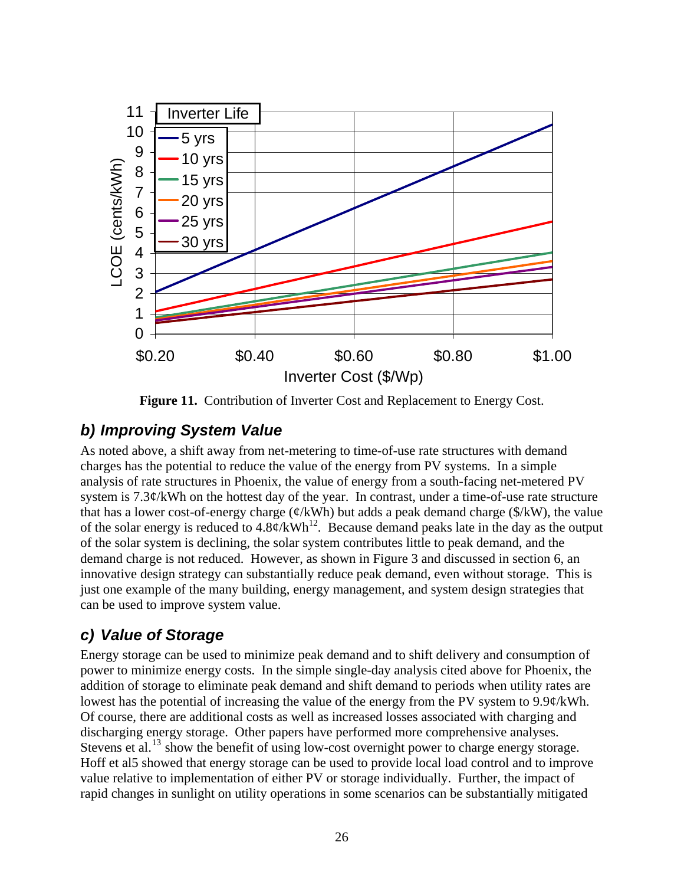**Figure 11.** Contribution of Inverter Cost and Replacement to Energy Cost.

### *b) Improving System Value*

As noted above, a shift away from net-metering to time-of-use rate structures with demand charges has the potential to reduce the value of the energy from PV systems. In a simple analysis of rate structures in Phoenix, the value of energy from a south-facing net-metered PV system is 7.3¢/kWh on the hottest day of the year. In contrast, under a time-of-use rate structure that has a lower cost-of-energy charge (¢/kWh) but adds a peak demand charge ($/kW), the value of the solar energy is reduced to 4.8¢/kWh[12]. Because demand peaks late in the day as the output of the solar system is declining, the solar system contributes little to peak demand, and the demand charge is not reduced. However, as shown in Figure 3 and discussed in section 6, an innovative design strategy can substantially reduce peak demand, even without storage. This is just one example of the many building, energy management, and system design strategies that can be used to improve system value.

### *c) Value of Storage*

Energy storage can be used to minimize peak demand and to shift delivery and consumption of power to minimize energy costs. In the simple single-day analysis cited above for Phoenix, the addition of storage to eliminate peak demand and shift demand to periods when utility rates are lowest has the potential of increasing the value of the energy from the PV system to 9.9¢/kWh. Of course, there are additional costs as well as increased losses associated with charging and discharging energy storage. Other papers have performed more comprehensive analyses. Stevens et al.[13] show the benefit of using low-cost overnight power to charge energy storage. Hoff et al5 showed that energy storage can be used to provide local load control and to improve value relative to implementation of either PV or storage individually. Further, the impact of rapid changes in sunlight on utility operations in some scenarios can be substantially mitigated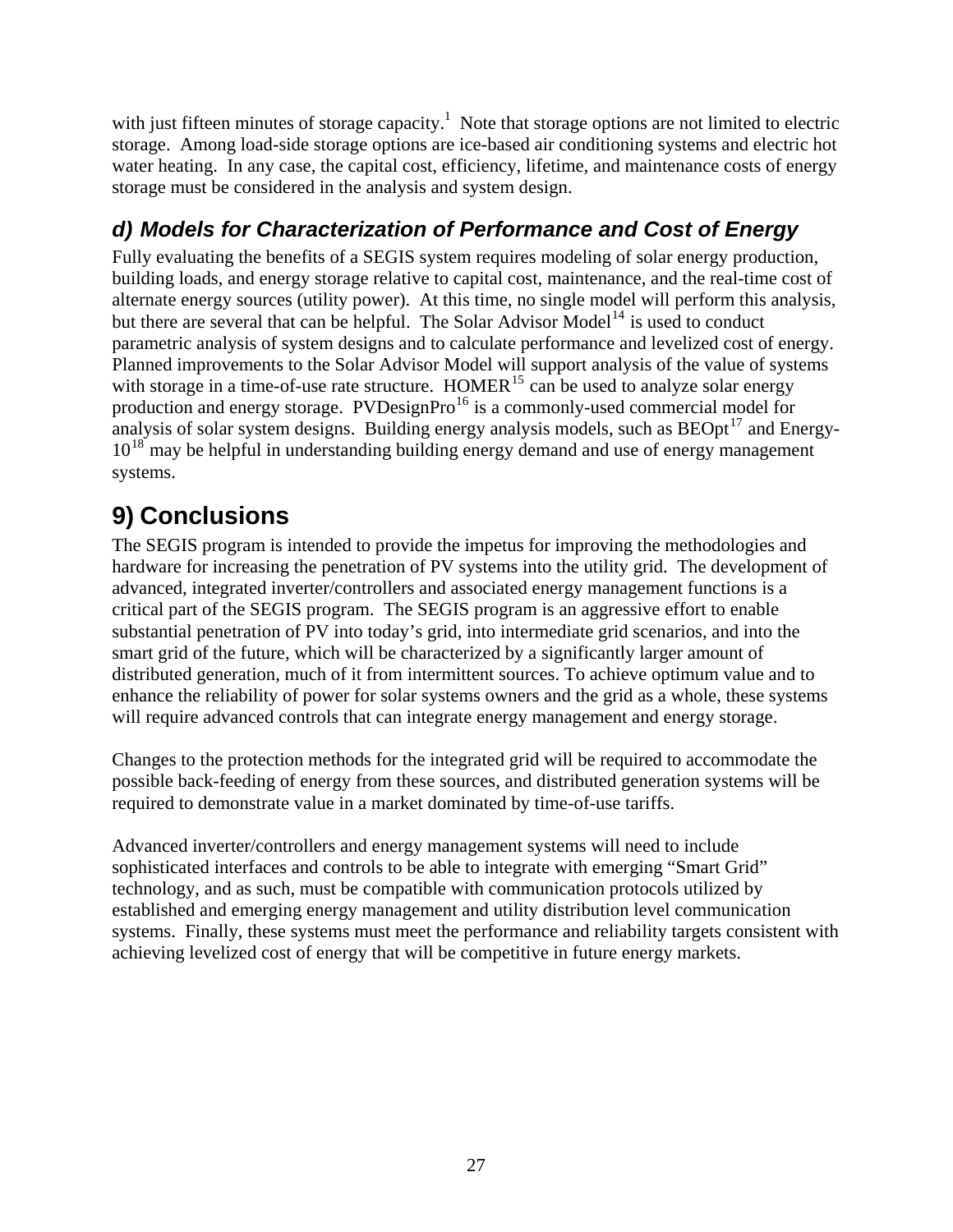with just fifteen minutes of storage capacity.[1] Note that storage options are not limited to electric storage. Among load-side storage options are ice-based air conditioning systems and electric hot water heating. In any case, the capital cost, efficiency, lifetime, and maintenance costs of energy storage must be considered in the analysis and system design.

### *d) Models for Characterization of Performance and Cost of Energy*

Fully evaluating the benefits of a SEGIS system requires modeling of solar energy production, building loads, and energy storage relative to capital cost, maintenance, and the real-time cost of alternate energy sources (utility power). At this time, no single model will perform this analysis, but there are several that can be helpful. The Solar Advisor Model[14] is used to conduct parametric analysis of system designs and to calculate performance and levelized cost of energy. Planned improvements to the Solar Advisor Model will support analysis of the value of systems with storage in a time-of-use rate structure. HOMER[15] can be used to analyze solar energy production and energy storage. PVDesignPro[16] is a commonly-used commercial model for analysis of solar system designs. Building energy analysis models, such as BEOpt[17] and Energy-10[18] may be helpful in understanding building energy demand and use of energy management systems.

## 9) Conclusions

The SEGIS program is intended to provide the impetus for improving the methodologies and hardware for increasing the penetration of PV systems into the utility grid. The development of advanced, integrated inverter/controllers and associated energy management functions is a critical part of the SEGIS program. The SEGIS program is an aggressive effort to enable substantial penetration of PV into today's grid, into intermediate grid scenarios, and into the smart grid of the future, which will be characterized by a significantly larger amount of distributed generation, much of it from intermittent sources. To achieve optimum value and to enhance the reliability of power for solar systems owners and the grid as a whole, these systems will require advanced controls that can integrate energy management and energy storage.

Changes to the protection methods for the integrated grid will be required to accommodate the possible back-feeding of energy from these sources, and distributed generation systems will be required to demonstrate value in a market dominated by time-of-use tariffs.

Advanced inverter/controllers and energy management systems will need to include sophisticated interfaces and controls to be able to integrate with emerging "Smart Grid" technology, and as such, must be compatible with communication protocols utilized by established and emerging energy management and utility distribution level communication systems. Finally, these systems must meet the performance and reliability targets consistent with achieving levelized cost of energy that will be competitive in future energy markets.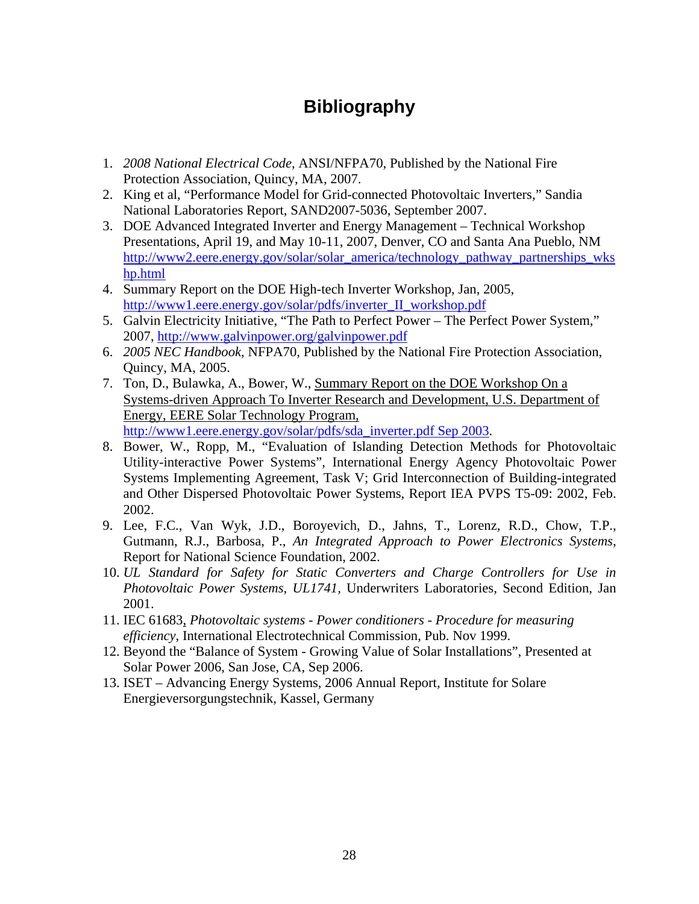# Bibliography

1. *2008 National Electrical Code*, ANSI/NFPA70, Published by the National Fire Protection Association, Quincy, MA, 2007.
2. King et al, "Performance Model for Grid-connected Photovoltaic Inverters," Sandia National Laboratories Report, SAND2007-5036, September 2007.
3. DOE Advanced Integrated Inverter and Energy Management – Technical Workshop Presentations, April 19, and May 10-11, 2007, Denver, CO and Santa Ana Pueblo, NM http://www2.eere.energy.gov/solar/solar_america/technology_pathway_partnerships_wkshp.html
4. Summary Report on the DOE High-tech Inverter Workshop, Jan, 2005, http://www1.eere.energy.gov/solar/pdfs/inverter_II_workshop.pdf
5. Galvin Electricity Initiative, "The Path to Perfect Power – The Perfect Power System," 2007, http://www.galvinpower.org/galvinpower.pdf
6. *2005 NEC Handbook*, NFPA70, Published by the National Fire Protection Association, Quincy, MA, 2005.
7. Ton, D., Bulawka, A., Bower, W., Summary Report on the DOE Workshop On a Systems-driven Approach To Inverter Research and Development, U.S. Department of Energy, EERE Solar Technology Program, http://www1.eere.energy.gov/solar/pdfs/sda_inverter.pdf Sep 2003.
8. Bower, W., Ropp, M., "Evaluation of Islanding Detection Methods for Photovoltaic Utility-interactive Power Systems", International Energy Agency Photovoltaic Power Systems Implementing Agreement, Task V; Grid Interconnection of Building-integrated and Other Dispersed Photovoltaic Power Systems, Report IEA PVPS T5-09: 2002, Feb. 2002.
9. Lee, F.C., Van Wyk, J.D., Boroyevich, D., Jahns, T., Lorenz, R.D., Chow, T.P., Gutmann, R.J., Barbosa, P., *An Integrated Approach to Power Electronics Systems*, Report for National Science Foundation, 2002.
10. *UL Standard for Safety for Static Converters and Charge Controllers for Use in Photovoltaic Power Systems, UL1741*, Underwriters Laboratories, Second Edition, Jan 2001.
11. IEC 61683, *Photovoltaic systems - Power conditioners - Procedure for measuring efficiency*, International Electrotechnical Commission, Pub. Nov 1999.
12. Beyond the "Balance of System - Growing Value of Solar Installations", Presented at Solar Power 2006, San Jose, CA, Sep 2006.
13. ISET – Advancing Energy Systems, 2006 Annual Report, Institute for Solare Energieversorgungstechnik, Kassel, Germany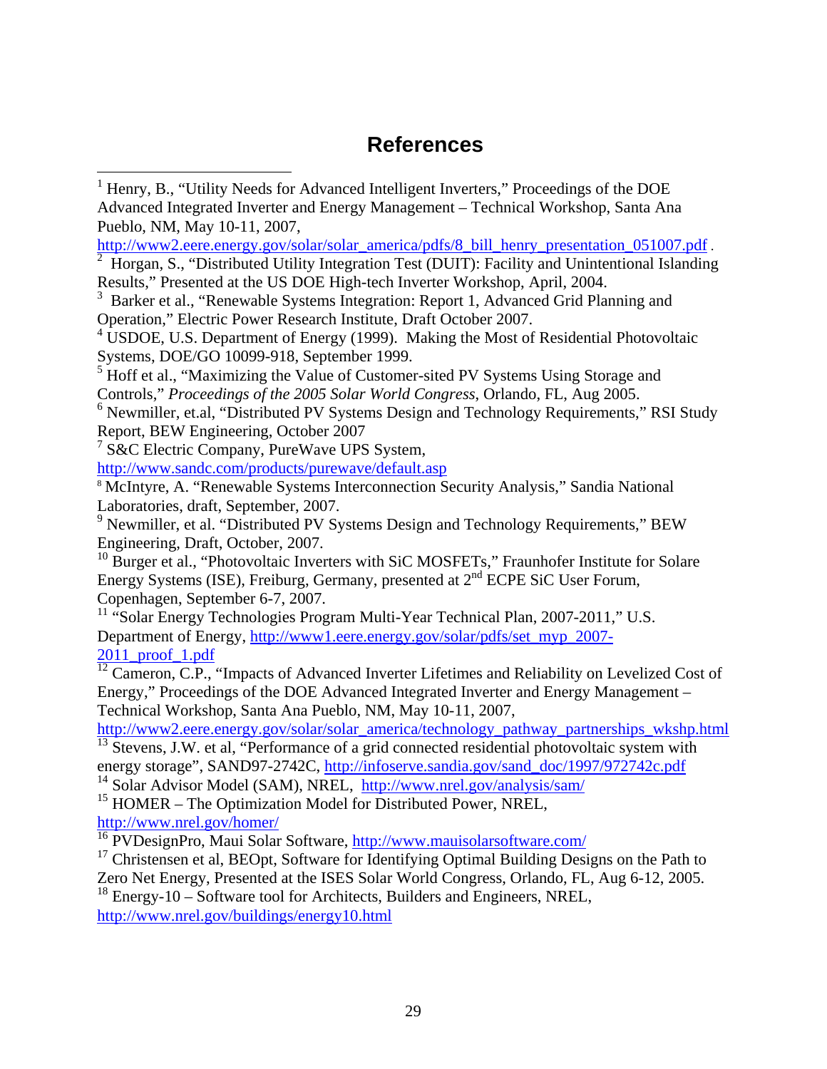# References

[1] Henry, B., “Utility Needs for Advanced Intelligent Inverters,” Proceedings of the DOE Advanced Integrated Inverter and Energy Management – Technical Workshop, Santa Ana Pueblo, NM, May 10-11, 2007, http://www2.eere.energy.gov/solar/solar_america/pdfs/8_bill_henry_presentation_051007.pdf .

[2] Horgan, S., “Distributed Utility Integration Test (DUIT): Facility and Unintentional Islanding Results,” Presented at the US DOE High-tech Inverter Workshop, April, 2004.

[3] Barker et al., “Renewable Systems Integration: Report 1, Advanced Grid Planning and Operation,” Electric Power Research Institute, Draft October 2007.

[4] USDOE, U.S. Department of Energy (1999). Making the Most of Residential Photovoltaic Systems, DOE/GO 10099-918, September 1999.

[5] Hoff et al., “Maximizing the Value of Customer-sited PV Systems Using Storage and Controls,” *Proceedings of the 2005 Solar World Congress*, Orlando, FL, Aug 2005.

[6] Newmiller, et.al, “Distributed PV Systems Design and Technology Requirements,” RSI Study Report, BEW Engineering, October 2007

[7] S&C Electric Company, PureWave UPS System, http://www.sandc.com/products/purewave/default.asp

[8] McIntyre, A. “Renewable Systems Interconnection Security Analysis,” Sandia National Laboratories, draft, September, 2007.

[9] Newmiller, et al. “Distributed PV Systems Design and Technology Requirements,” BEW Engineering, Draft, October, 2007.

[10] Burger et al., “Photovoltaic Inverters with SiC MOSFETs,” Fraunhofer Institute for Solare Energy Systems (ISE), Freiburg, Germany, presented at 2$^{nd}$ ECPE SiC User Forum, Copenhagen, September 6-7, 2007.

[11] “Solar Energy Technologies Program Multi-Year Technical Plan, 2007-2011,” U.S. Department of Energy, http://www1.eere.energy.gov/solar/pdfs/set_myp_2007-2011_proof_1.pdf

[12] Cameron, C.P., “Impacts of Advanced Inverter Lifetimes and Reliability on Levelized Cost of Energy,” Proceedings of the DOE Advanced Integrated Inverter and Energy Management – Technical Workshop, Santa Ana Pueblo, NM, May 10-11, 2007, http://www2.eere.energy.gov/solar/solar_america/technology_pathway_partnerships_wkshp.html

[13] Stevens, J.W. et al, “Performance of a grid connected residential photovoltaic system with energy storage”, SAND97-2742C, http://infoserve.sandia.gov/sand_doc/1997/972742c.pdf

[14] Solar Advisor Model (SAM), NREL, http://www.nrel.gov/analysis/sam/

[15] HOMER – The Optimization Model for Distributed Power, NREL, http://www.nrel.gov/homer/

[16] PVDesignPro, Maui Solar Software, http://www.mauisolarsoftware.com/

[17] Christensen et al, BEOpt, Software for Identifying Optimal Building Designs on the Path to Zero Net Energy, Presented at the ISES Solar World Congress, Orlando, FL, Aug 6-12, 2005.

[18] Energy-10 – Software tool for Architects, Builders and Engineers, NREL, http://www.nrel.gov/buildings/energy10.html